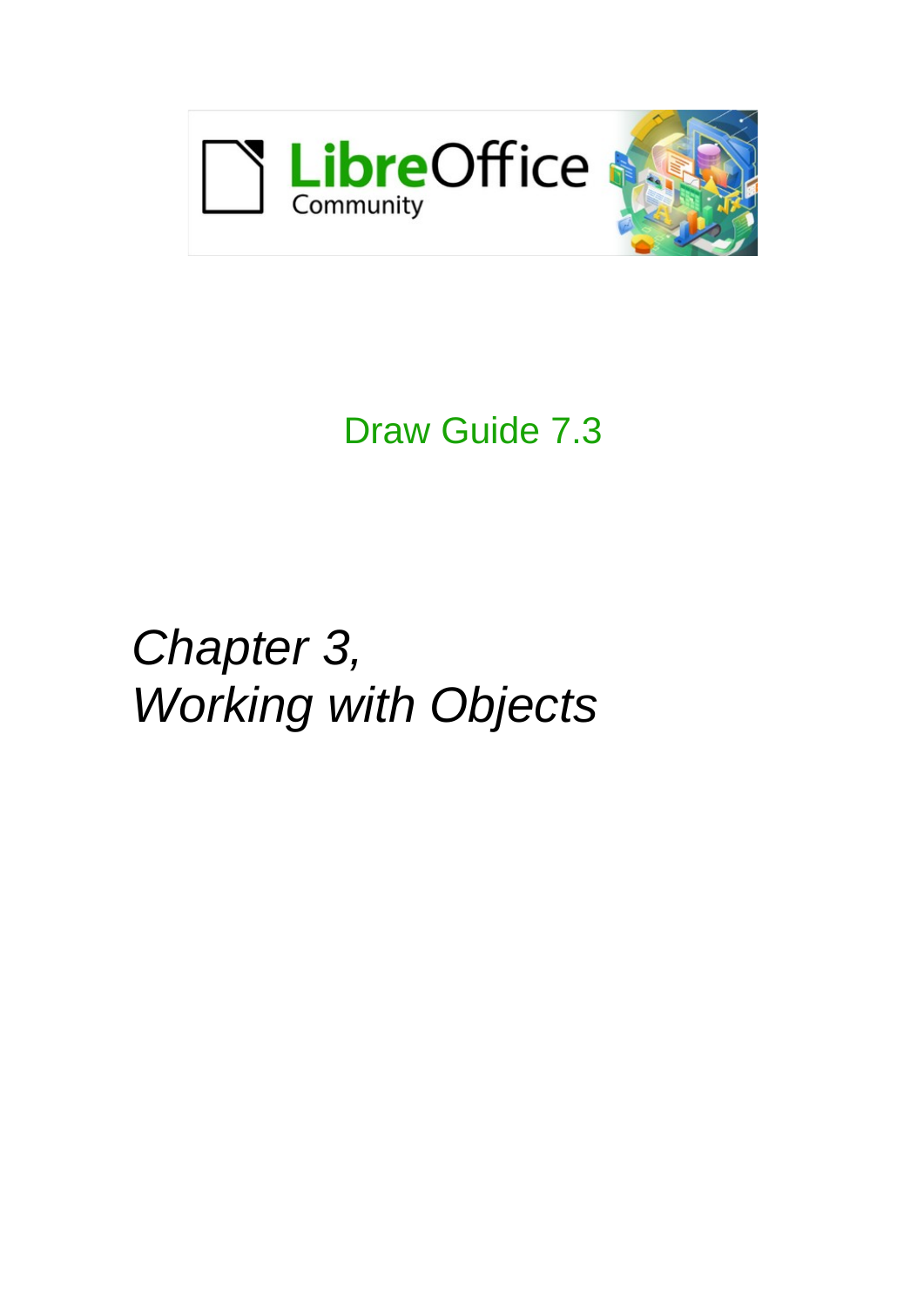LibreOffice Community

Draw Guide 7.3

# *Chapter 3, Working with Objects*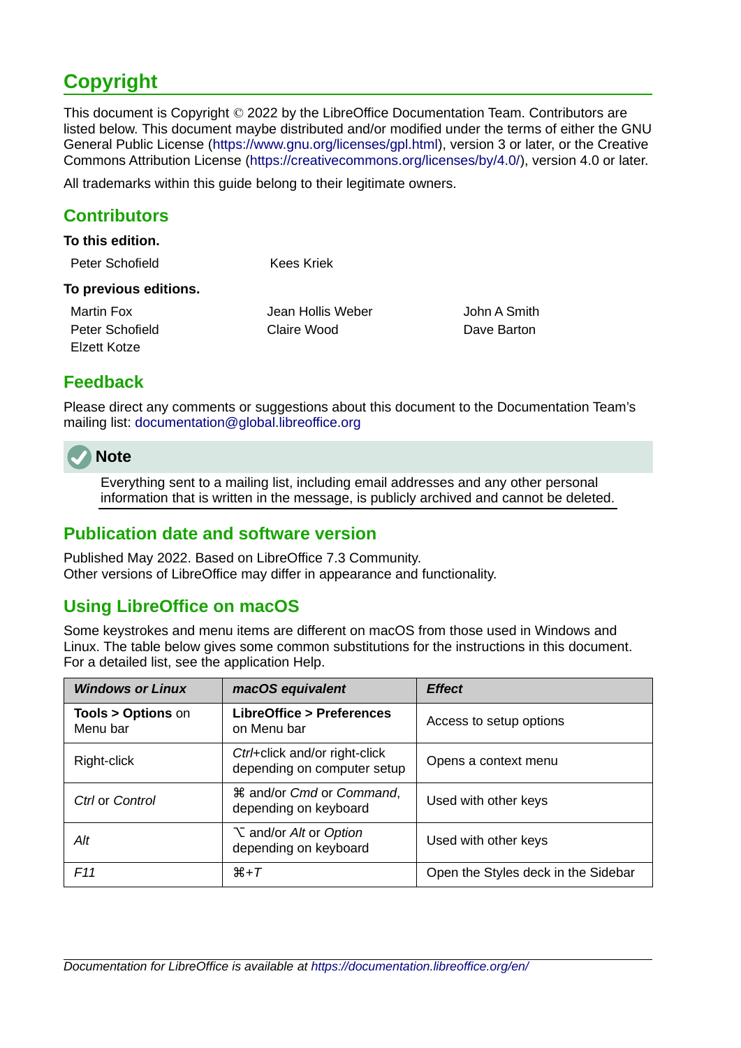# Copyright

This document is Copyright © 2022 by the LibreOffice Documentation Team. Contributors are listed below. This document maybe distributed and/or modified under the terms of either the GNU General Public License (https://www.gnu.org/licenses/gpl.html), version 3 or later, or the Creative Commons Attribution License (https://creativecommons.org/licenses/by/4.0/), version 4.0 or later.

All trademarks within this guide belong to their legitimate owners.

## Contributors

**To this edition.**

Peter Schofield
Kees Kriek

**To previous editions.**

Martin Fox
Jean Hollis Weber
John A Smith
Peter Schofield
Claire Wood
Dave Barton
Elzett Kotze

## Feedback

Please direct any comments or suggestions about this document to the Documentation Team's mailing list: documentation@global.libreoffice.org

**Note**

Everything sent to a mailing list, including email addresses and any other personal information that is written in the message, is publicly archived and cannot be deleted.

## Publication date and software version

Published May 2022. Based on LibreOffice 7.3 Community.
Other versions of LibreOffice may differ in appearance and functionality.

## Using LibreOffice on macOS

Some keystrokes and menu items are different on macOS from those used in Windows and Linux. The table below gives some common substitutions for the instructions in this document. For a detailed list, see the application Help.

| ***Windows or Linux*** | ***macOS equivalent*** | ***Effect*** |
|---|---|---|
| **Tools > Options** on Menu bar | **LibreOffice > Preferences** on Menu bar | Access to setup options |
| Right-click | *Ctrl*+click and/or right-click depending on computer setup | Opens a context menu |
| *Ctrl* or *Control* | ⌘ and/or *Cmd* or *Command*, depending on keyboard | Used with other keys |
| *Alt* | ⌥ and/or *Alt* or *Option* depending on keyboard | Used with other keys |
| *F11* | ⌘+*T* | Open the Styles deck in the Sidebar |

*Documentation for LibreOffice is available at https://documentation.libreoffice.org/en/*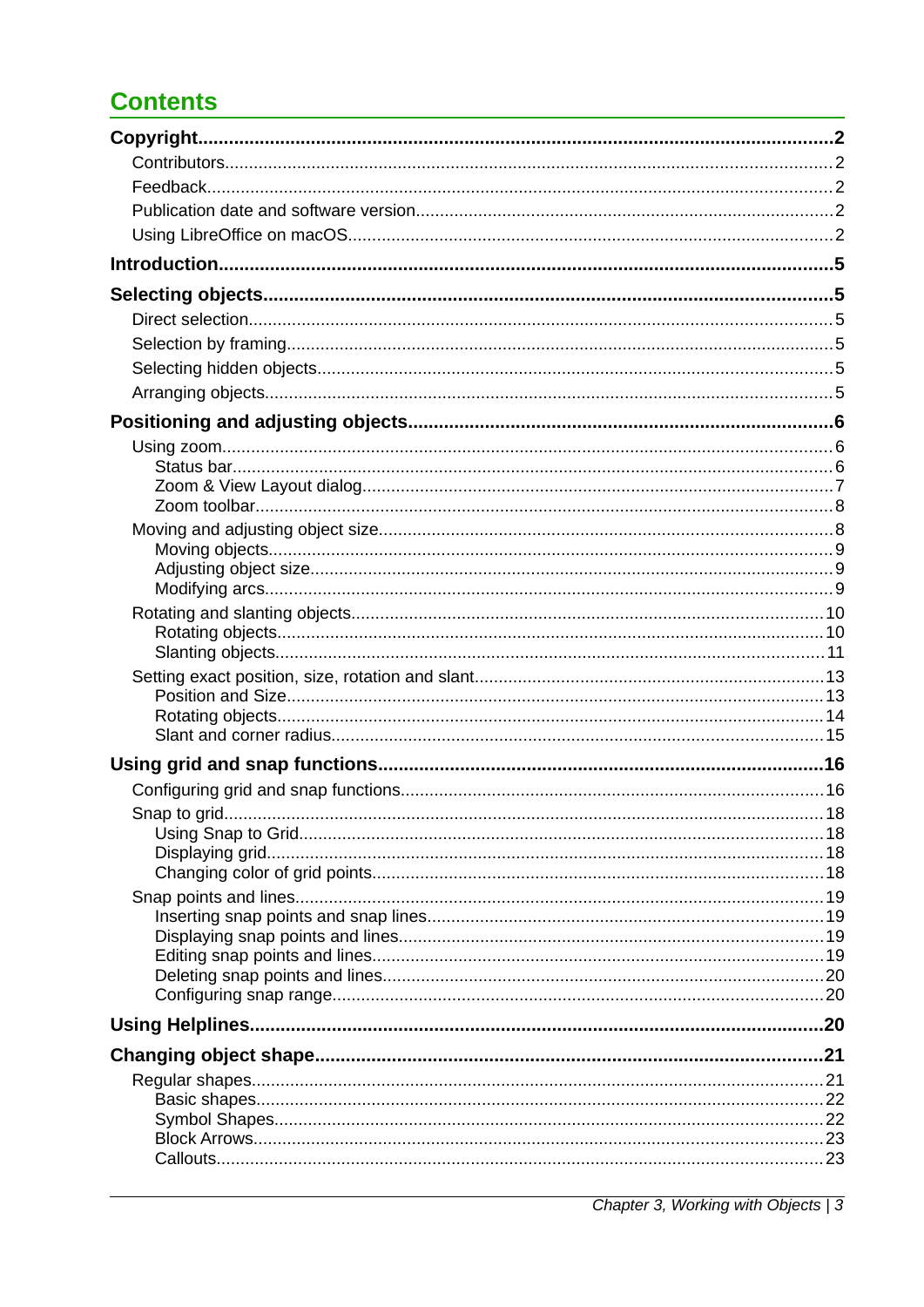# Contents

**Copyright....2**

Contributors....2

Feedback....2

Publication date and software version....2

Using LibreOffice on macOS....2

**Introduction....5**

**Selecting objects....5**

Direct selection....5

Selection by framing....5

Selecting hidden objects....5

Arranging objects....5

**Positioning and adjusting objects....6**

Using zoom....6

- Status bar....6
- Zoom & View Layout dialog....7
- Zoom toolbar....8

Moving and adjusting object size....8

- Moving objects....9
- Adjusting object size....9
- Modifying arcs....9

Rotating and slanting objects....10

- Rotating objects....10
- Slanting objects....11

Setting exact position, size, rotation and slant....13

- Position and Size....13
- Rotating objects....14
- Slant and corner radius....15

**Using grid and snap functions....16**

Configuring grid and snap functions....16

Snap to grid....18

- Using Snap to Grid....18
- Displaying grid....18
- Changing color of grid points....18

Snap points and lines....19

- Inserting snap points and snap lines....19
- Displaying snap points and lines....19
- Editing snap points and lines....19
- Deleting snap points and lines....20
- Configuring snap range....20

**Using Helplines....20**

**Changing object shape....21**

Regular shapes....21

- Basic shapes....22
- Symbol Shapes....22
- Block Arrows....23
- Callouts....23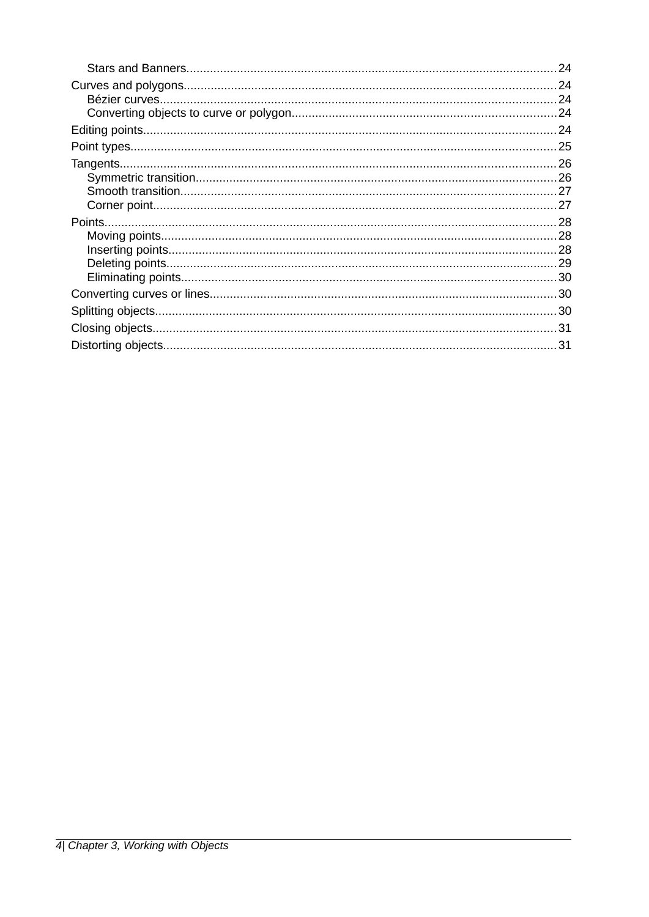- Stars and Banners............................................................................................................24
- Curves and polygons.............................................................................................................24
  - Bézier curves.....................................................................................................................24
  - Converting objects to curve or polygon..............................................................................24
- Editing points.........................................................................................................................24
- Point types.............................................................................................................................25
- Tangents................................................................................................................................26
  - Symmetric transition..........................................................................................................26
  - Smooth transition..............................................................................................................27
  - Corner point......................................................................................................................27
- Points....................................................................................................................................28
  - Moving points....................................................................................................................28
  - Inserting points..................................................................................................................28
  - Deleting points...................................................................................................................29
  - Eliminating points..............................................................................................................30
- Converting curves or lines.....................................................................................................30
- Splitting objects......................................................................................................................30
- Closing objects.......................................................................................................................31
- Distorting objects...................................................................................................................31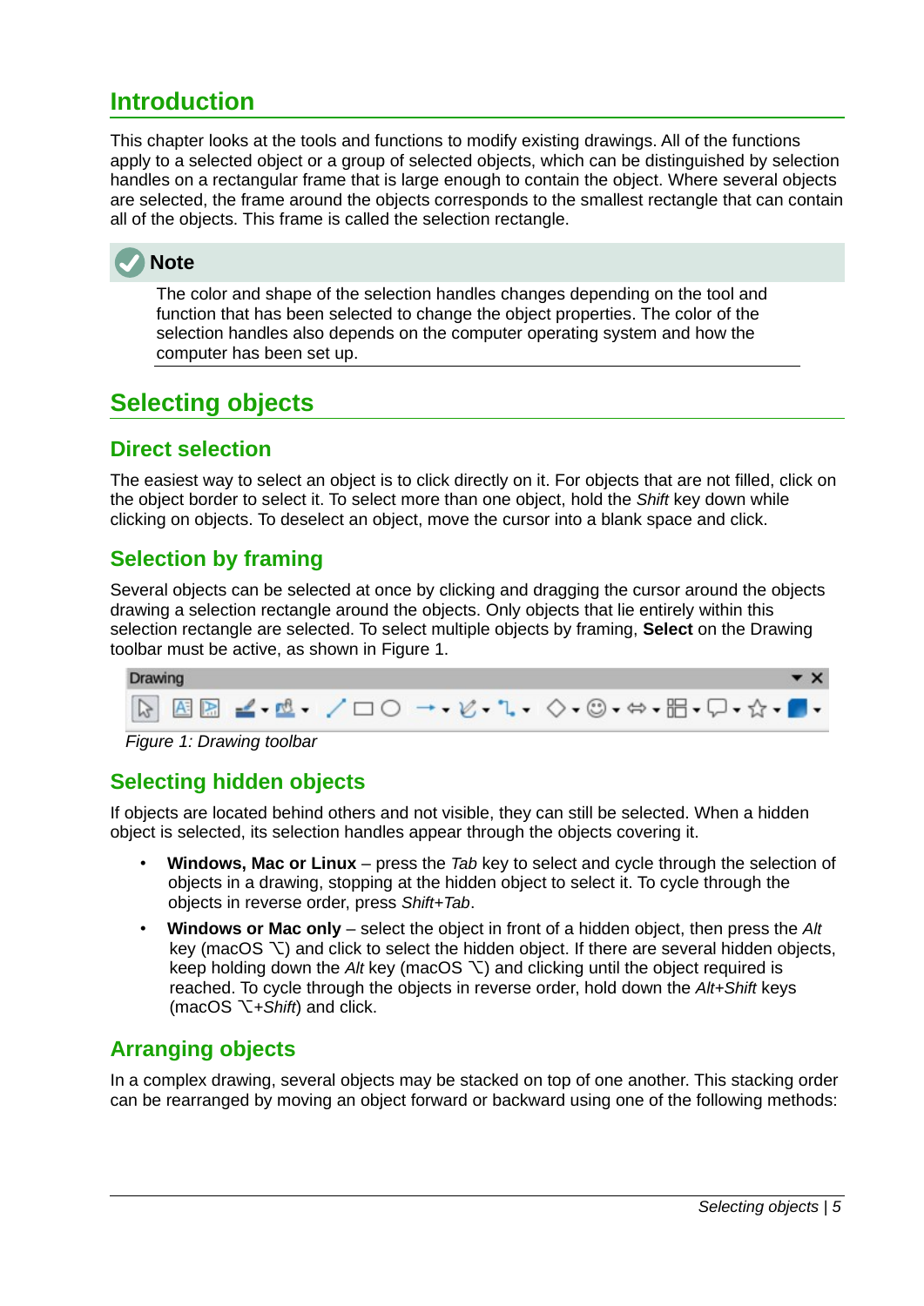# Introduction

This chapter looks at the tools and functions to modify existing drawings. All of the functions apply to a selected object or a group of selected objects, which can be distinguished by selection handles on a rectangular frame that is large enough to contain the object. Where several objects are selected, the frame around the objects corresponds to the smallest rectangle that can contain all of the objects. This frame is called the selection rectangle.

**Note**

The color and shape of the selection handles changes depending on the tool and function that has been selected to change the object properties. The color of the selection handles also depends on the computer operating system and how the computer has been set up.

# Selecting objects

## Direct selection

The easiest way to select an object is to click directly on it. For objects that are not filled, click on the object border to select it. To select more than one object, hold the *Shift* key down while clicking on objects. To deselect an object, move the cursor into a blank space and click.

## Selection by framing

Several objects can be selected at once by clicking and dragging the cursor around the objects drawing a selection rectangle around the objects. Only objects that lie entirely within this selection rectangle are selected. To select multiple objects by framing, **Select** on the Drawing toolbar must be active, as shown in Figure 1.

*Figure 1: Drawing toolbar*

## Selecting hidden objects

If objects are located behind others and not visible, they can still be selected. When a hidden object is selected, its selection handles appear through the objects covering it.

- **Windows, Mac or Linux** – press the *Tab* key to select and cycle through the selection of objects in a drawing, stopping at the hidden object to select it. To cycle through the objects in reverse order, press *Shift+Tab*.
- **Windows or Mac only** – select the object in front of a hidden object, then press the *Alt* key (macOS ⌥) and click to select the hidden object. If there are several hidden objects, keep holding down the *Alt* key (macOS ⌥) and clicking until the object required is reached. To cycle through the objects in reverse order, hold down the *Alt+Shift* keys (macOS ⌥*+Shift*) and click.

## Arranging objects

In a complex drawing, several objects may be stacked on top of one another. This stacking order can be rearranged by moving an object forward or backward using one of the following methods: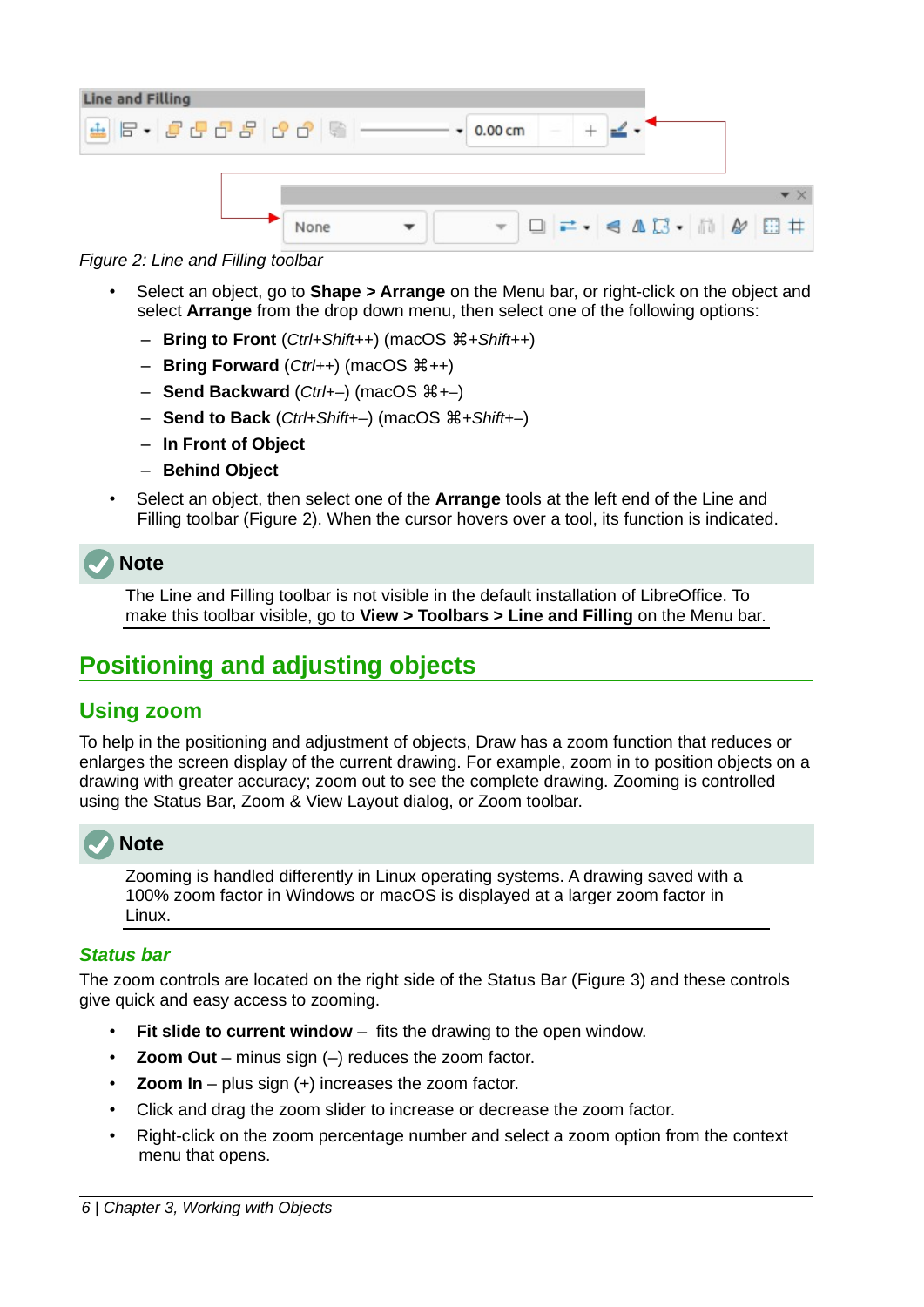Figure 2: Line and Filling toolbar

- Select an object, go to **Shape > Arrange** on the Menu bar, or right-click on the object and select **Arrange** from the drop down menu, then select one of the following options:
  - **Bring to Front** (*Ctrl+Shift++*) (macOS ⌘+*Shift++*)
  - **Bring Forward** (*Ctrl++*) (macOS ⌘++)
  - **Send Backward** (*Ctrl+–*) (macOS ⌘+–)
  - **Send to Back** (*Ctrl+Shift+–*) (macOS ⌘+*Shift+–*)
  - **In Front of Object**
  - **Behind Object**
- Select an object, then select one of the **Arrange** tools at the left end of the Line and Filling toolbar (Figure 2). When the cursor hovers over a tool, its function is indicated.

**Note**

The Line and Filling toolbar is not visible in the default installation of LibreOffice. To make this toolbar visible, go to **View > Toolbars > Line and Filling** on the Menu bar.

# Positioning and adjusting objects

## Using zoom

To help in the positioning and adjustment of objects, Draw has a zoom function that reduces or enlarges the screen display of the current drawing. For example, zoom in to position objects on a drawing with greater accuracy; zoom out to see the complete drawing. Zooming is controlled using the Status Bar, Zoom & View Layout dialog, or Zoom toolbar.

**Note**

Zooming is handled differently in Linux operating systems. A drawing saved with a 100% zoom factor in Windows or macOS is displayed at a larger zoom factor in Linux.

### *Status bar*

The zoom controls are located on the right side of the Status Bar (Figure 3) and these controls give quick and easy access to zooming.

- **Fit slide to current window** – fits the drawing to the open window.
- **Zoom Out** – minus sign (–) reduces the zoom factor.
- **Zoom In** – plus sign (+) increases the zoom factor.
- Click and drag the zoom slider to increase or decrease the zoom factor.
- Right-click on the zoom percentage number and select a zoom option from the context menu that opens.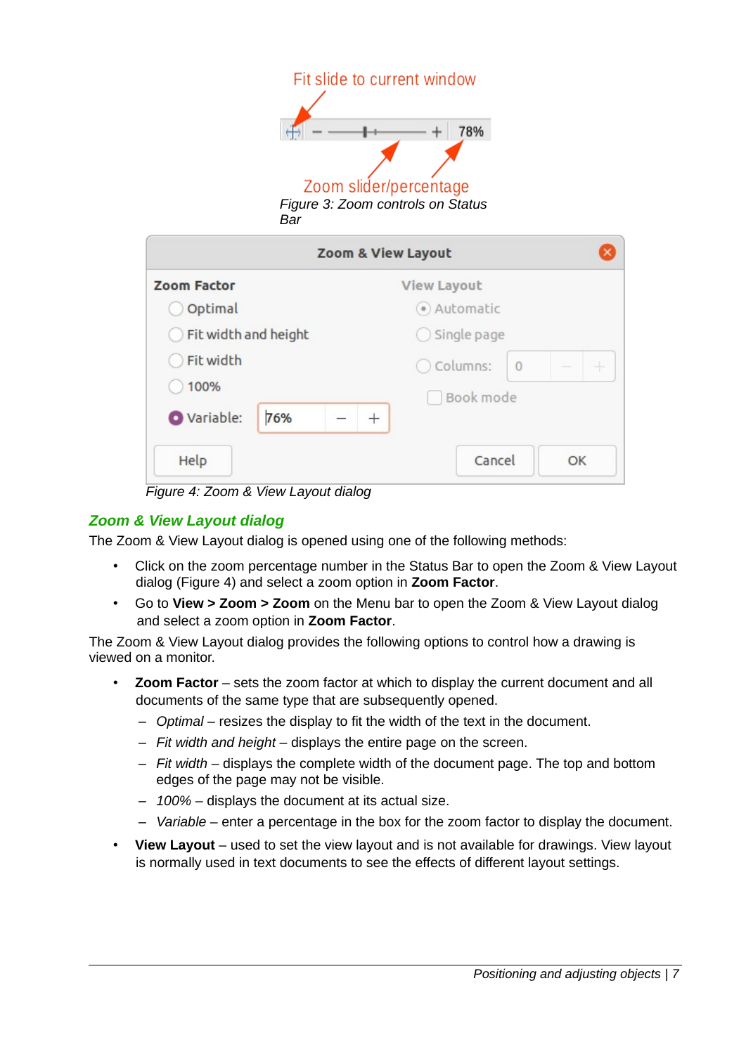Figure 3: Zoom controls on Status Bar

Figure 4: Zoom & View Layout dialog

### Zoom & View Layout dialog

The Zoom & View Layout dialog is opened using one of the following methods:

- Click on the zoom percentage number in the Status Bar to open the Zoom & View Layout dialog (Figure 4) and select a zoom option in **Zoom Factor**.
- Go to **View > Zoom > Zoom** on the Menu bar to open the Zoom & View Layout dialog and select a zoom option in **Zoom Factor**.

The Zoom & View Layout dialog provides the following options to control how a drawing is viewed on a monitor.

- **Zoom Factor** – sets the zoom factor at which to display the current document and all documents of the same type that are subsequently opened.
  - *Optimal* – resizes the display to fit the width of the text in the document.
  - *Fit width and height* – displays the entire page on the screen.
  - *Fit width* – displays the complete width of the document page. The top and bottom edges of the page may not be visible.
  - *100%* – displays the document at its actual size.
  - *Variable* – enter a percentage in the box for the zoom factor to display the document.
- **View Layout** – used to set the view layout and is not available for drawings. View layout is normally used in text documents to see the effects of different layout settings.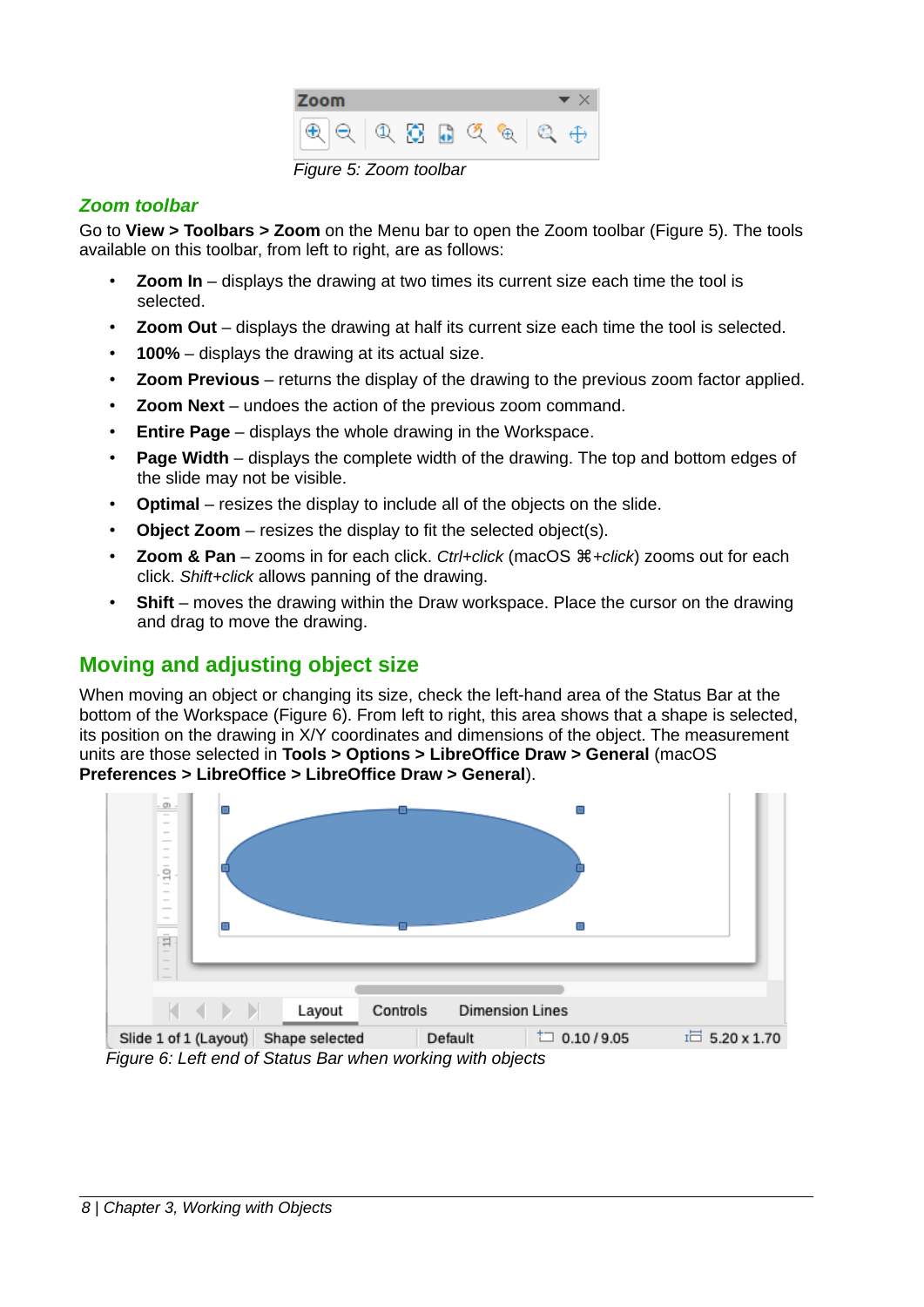Figure 5: Zoom toolbar

### Zoom toolbar

Go to **View > Toolbars > Zoom** on the Menu bar to open the Zoom toolbar (Figure 5). The tools available on this toolbar, from left to right, are as follows:

- **Zoom In** – displays the drawing at two times its current size each time the tool is selected.
- **Zoom Out** – displays the drawing at half its current size each time the tool is selected.
- **100%** – displays the drawing at its actual size.
- **Zoom Previous** – returns the display of the drawing to the previous zoom factor applied.
- **Zoom Next** – undoes the action of the previous zoom command.
- **Entire Page** – displays the whole drawing in the Workspace.
- **Page Width** – displays the complete width of the drawing. The top and bottom edges of the slide may not be visible.
- **Optimal** – resizes the display to include all of the objects on the slide.
- **Object Zoom** – resizes the display to fit the selected object(s).
- **Zoom & Pan** – zooms in for each click. *Ctrl+click* (macOS *⌘+click*) zooms out for each click. *Shift+click* allows panning of the drawing.
- **Shift** – moves the drawing within the Draw workspace. Place the cursor on the drawing and drag to move the drawing.

## Moving and adjusting object size

When moving an object or changing its size, check the left-hand area of the Status Bar at the bottom of the Workspace (Figure 6). From left to right, this area shows that a shape is selected, its position on the drawing in X/Y coordinates and dimensions of the object. The measurement units are those selected in **Tools > Options > LibreOffice Draw > General** (macOS **Preferences > LibreOffice > LibreOffice Draw > General**).

Figure 6: Left end of Status Bar when working with objects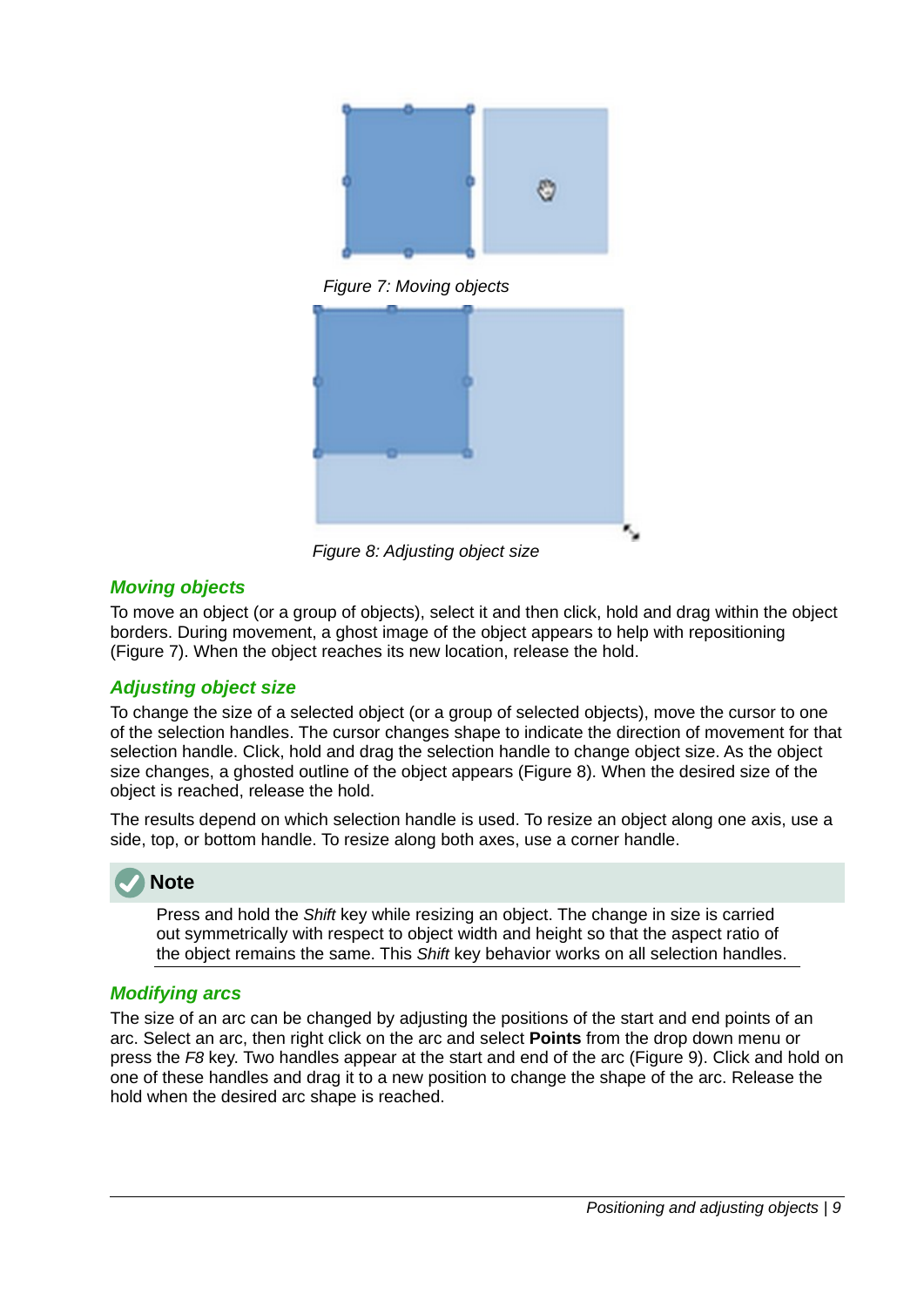Figure 7: Moving objects

Figure 8: Adjusting object size

### Moving objects

To move an object (or a group of objects), select it and then click, hold and drag within the object borders. During movement, a ghost image of the object appears to help with repositioning (Figure 7). When the object reaches its new location, release the hold.

### Adjusting object size

To change the size of a selected object (or a group of selected objects), move the cursor to one of the selection handles. The cursor changes shape to indicate the direction of movement for that selection handle. Click, hold and drag the selection handle to change object size. As the object size changes, a ghosted outline of the object appears (Figure 8). When the desired size of the object is reached, release the hold.

The results depend on which selection handle is used. To resize an object along one axis, use a side, top, or bottom handle. To resize along both axes, use a corner handle.

> **Note**
>
> Press and hold the *Shift* key while resizing an object. The change in size is carried out symmetrically with respect to object width and height so that the aspect ratio of the object remains the same. This *Shift* key behavior works on all selection handles.

### Modifying arcs

The size of an arc can be changed by adjusting the positions of the start and end points of an arc. Select an arc, then right click on the arc and select **Points** from the drop down menu or press the *F8* key. Two handles appear at the start and end of the arc (Figure 9). Click and hold on one of these handles and drag it to a new position to change the shape of the arc. Release the hold when the desired arc shape is reached.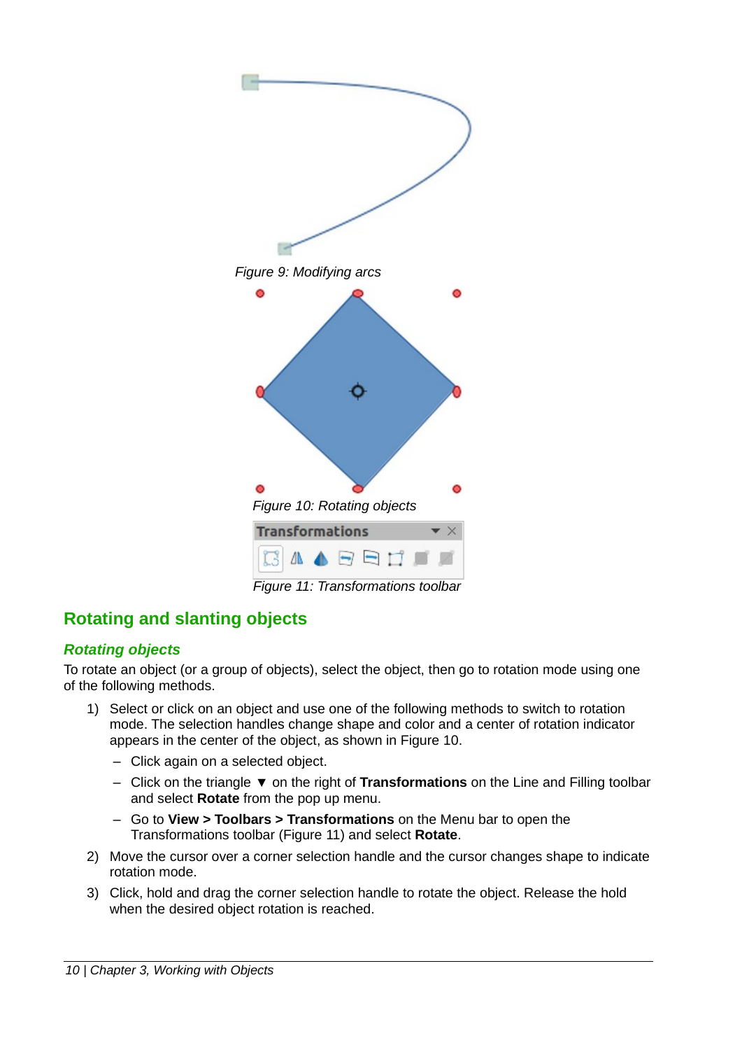Figure 9: Modifying arcs

Figure 10: Rotating objects

Figure 11: Transformations toolbar

## Rotating and slanting objects

### *Rotating objects*

To rotate an object (or a group of objects), select the object, then go to rotation mode using one of the following methods.

1) Select or click on an object and use one of the following methods to switch to rotation mode. The selection handles change shape and color and a center of rotation indicator appears in the center of the object, as shown in Figure 10.
   - Click again on a selected object.
   - Click on the triangle ▼ on the right of **Transformations** on the Line and Filling toolbar and select **Rotate** from the pop up menu.
   - Go to **View > Toolbars > Transformations** on the Menu bar to open the Transformations toolbar (Figure 11) and select **Rotate**.
2) Move the cursor over a corner selection handle and the cursor changes shape to indicate rotation mode.
3) Click, hold and drag the corner selection handle to rotate the object. Release the hold when the desired object rotation is reached.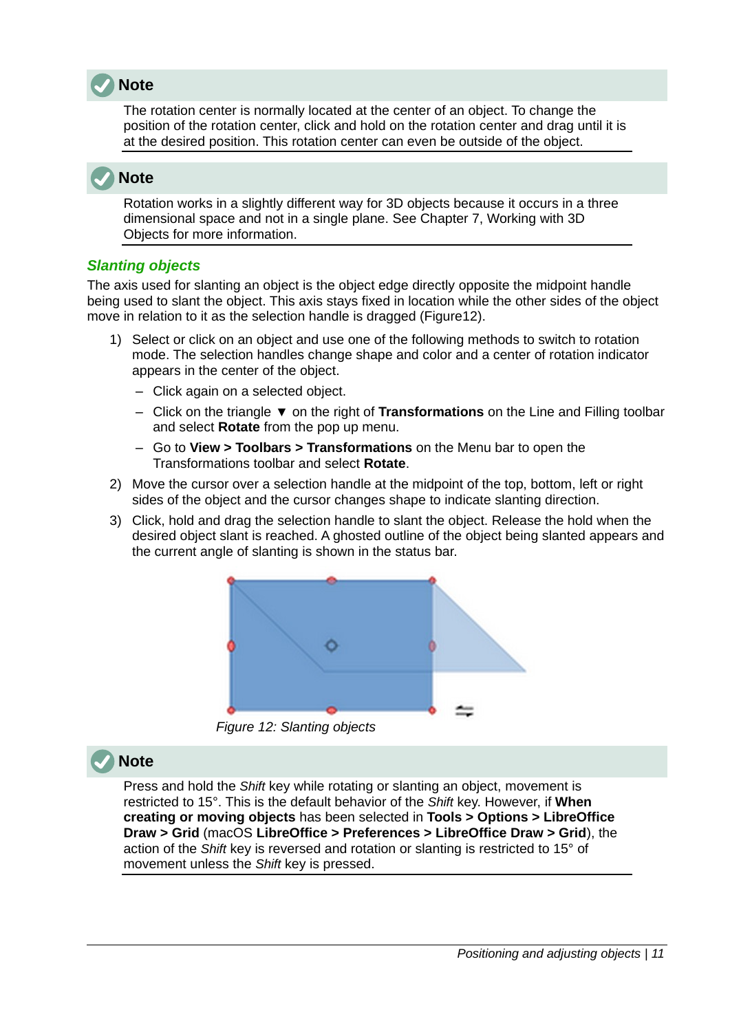> **Note**
>
> The rotation center is normally located at the center of an object. To change the position of the rotation center, click and hold on the rotation center and drag until it is at the desired position. This rotation center can even be outside of the object.

> **Note**
>
> Rotation works in a slightly different way for 3D objects because it occurs in a three dimensional space and not in a single plane. See Chapter 7, Working with 3D Objects for more information.

### Slanting objects

The axis used for slanting an object is the object edge directly opposite the midpoint handle being used to slant the object. This axis stays fixed in location while the other sides of the object move in relation to it as the selection handle is dragged (Figure12).

1) Select or click on an object and use one of the following methods to switch to rotation mode. The selection handles change shape and color and a center of rotation indicator appears in the center of the object.
   - Click again on a selected object.
   - Click on the triangle ▼ on the right of **Transformations** on the Line and Filling toolbar and select **Rotate** from the pop up menu.
   - Go to **View > Toolbars > Transformations** on the Menu bar to open the Transformations toolbar and select **Rotate**.
2) Move the cursor over a selection handle at the midpoint of the top, bottom, left or right sides of the object and the cursor changes shape to indicate slanting direction.
3) Click, hold and drag the selection handle to slant the object. Release the hold when the desired object slant is reached. A ghosted outline of the object being slanted appears and the current angle of slanting is shown in the status bar.

*Figure 12: Slanting objects*

> **Note**
>
> Press and hold the *Shift* key while rotating or slanting an object, movement is restricted to 15°. This is the default behavior of the *Shift* key. However, if **When creating or moving objects** has been selected in **Tools > Options > LibreOffice Draw > Grid** (macOS **LibreOffice > Preferences > LibreOffice Draw > Grid**), the action of the *Shift* key is reversed and rotation or slanting is restricted to 15° of movement unless the *Shift* key is pressed.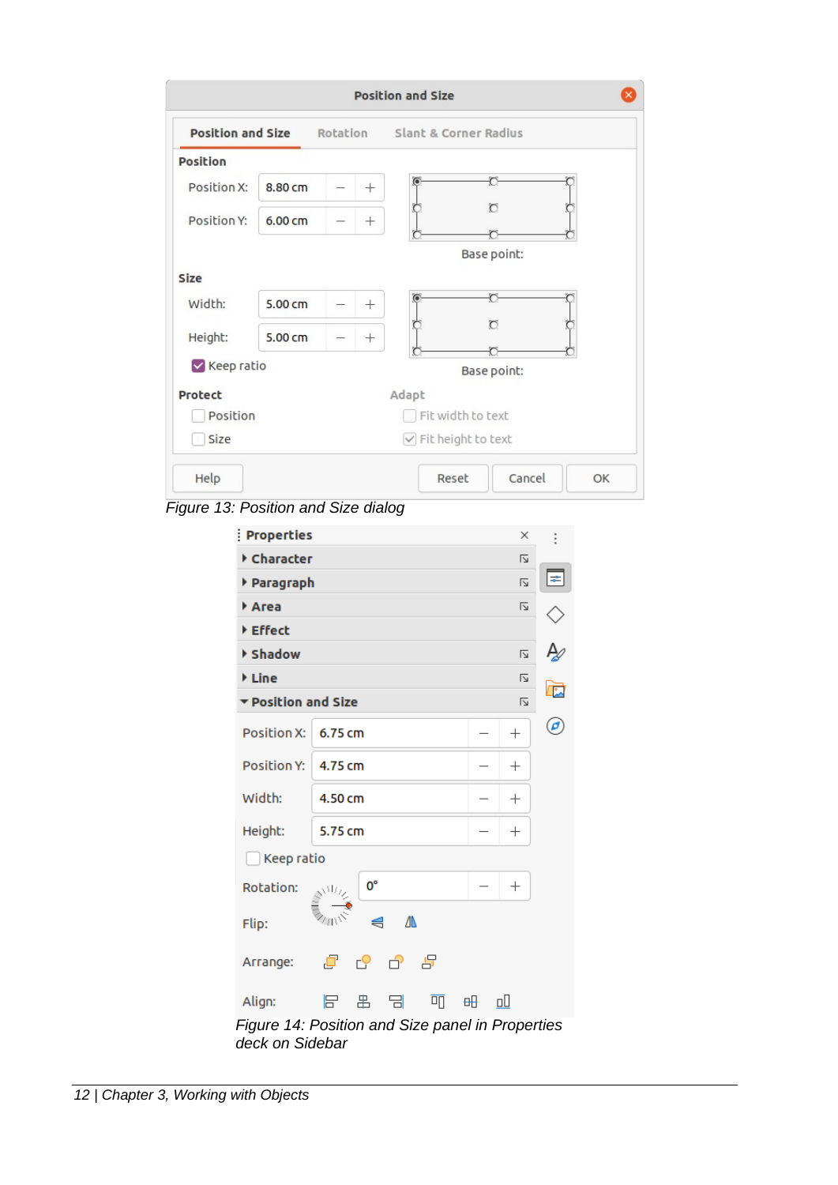Figure 13: Position and Size dialog

Figure 14: Position and Size panel in Properties deck on Sidebar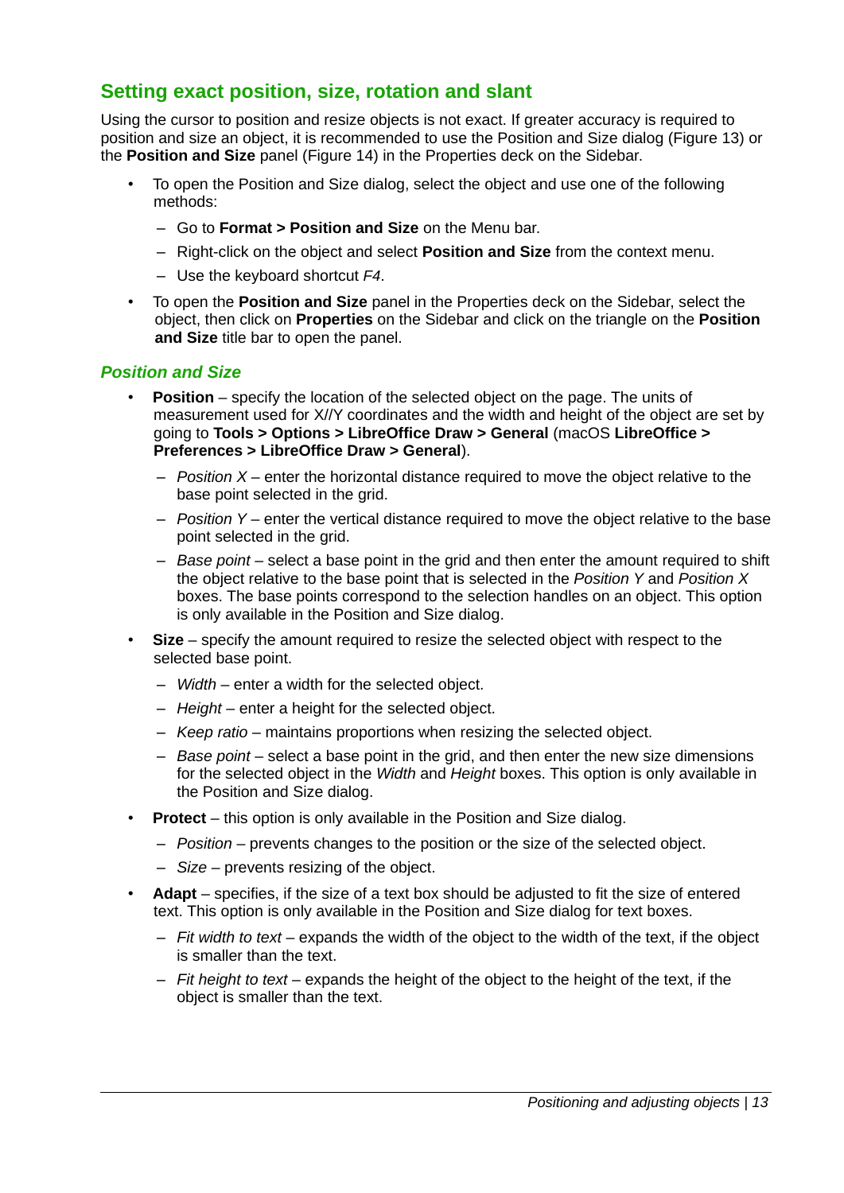## Setting exact position, size, rotation and slant

Using the cursor to position and resize objects is not exact. If greater accuracy is required to position and size an object, it is recommended to use the Position and Size dialog (Figure 13) or the **Position and Size** panel (Figure 14) in the Properties deck on the Sidebar.

- To open the Position and Size dialog, select the object and use one of the following methods:
  - Go to **Format > Position and Size** on the Menu bar.
  - Right-click on the object and select **Position and Size** from the context menu.
  - Use the keyboard shortcut *F4*.
- To open the **Position and Size** panel in the Properties deck on the Sidebar, select the object, then click on **Properties** on the Sidebar and click on the triangle on the **Position and Size** title bar to open the panel.

### *Position and Size*

- **Position** – specify the location of the selected object on the page. The units of measurement used for X//Y coordinates and the width and height of the object are set by going to **Tools > Options > LibreOffice Draw > General** (macOS **LibreOffice > Preferences > LibreOffice Draw > General**).
  - *Position X* – enter the horizontal distance required to move the object relative to the base point selected in the grid.
  - *Position Y* – enter the vertical distance required to move the object relative to the base point selected in the grid.
  - *Base point* – select a base point in the grid and then enter the amount required to shift the object relative to the base point that is selected in the *Position Y* and *Position X* boxes. The base points correspond to the selection handles on an object. This option is only available in the Position and Size dialog.
- **Size** – specify the amount required to resize the selected object with respect to the selected base point.
  - *Width* – enter a width for the selected object.
  - *Height* – enter a height for the selected object.
  - *Keep ratio* – maintains proportions when resizing the selected object.
  - *Base point* – select a base point in the grid, and then enter the new size dimensions for the selected object in the *Width* and *Height* boxes. This option is only available in the Position and Size dialog.
- **Protect** – this option is only available in the Position and Size dialog.
  - *Position* – prevents changes to the position or the size of the selected object.
  - *Size* – prevents resizing of the object.
- **Adapt** – specifies, if the size of a text box should be adjusted to fit the size of entered text. This option is only available in the Position and Size dialog for text boxes.
  - *Fit width to text* – expands the width of the object to the width of the text, if the object is smaller than the text.
  - *Fit height to text* – expands the height of the object to the height of the text, if the object is smaller than the text.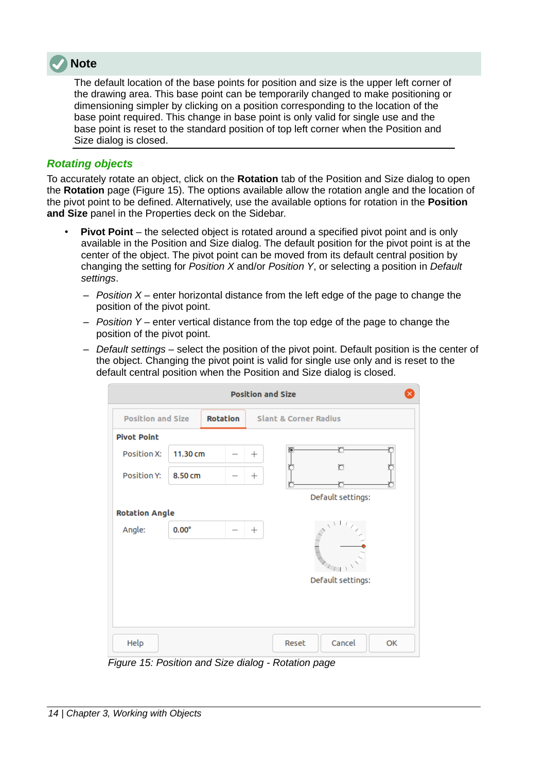> **Note**
>
> The default location of the base points for position and size is the upper left corner of the drawing area. This base point can be temporarily changed to make positioning or dimensioning simpler by clicking on a position corresponding to the location of the base point required. This change in base point is only valid for single use and the base point is reset to the standard position of top left corner when the Position and Size dialog is closed.

### *Rotating objects*

To accurately rotate an object, click on the **Rotation** tab of the Position and Size dialog to open the **Rotation** page (Figure 15). The options available allow the rotation angle and the location of the pivot point to be defined. Alternatively, use the available options for rotation in the **Position and Size** panel in the Properties deck on the Sidebar.

- **Pivot Point** – the selected object is rotated around a specified pivot point and is only available in the Position and Size dialog. The default position for the pivot point is at the center of the object. The pivot point can be moved from its default central position by changing the setting for *Position X* and/or *Position Y*, or selecting a position in *Default settings*.
  - *Position X* – enter horizontal distance from the left edge of the page to change the position of the pivot point.
  - *Position Y* – enter vertical distance from the top edge of the page to change the position of the pivot point.
  - *Default settings* – select the position of the pivot point. Default position is the center of the object. Changing the pivot point is valid for single use only and is reset to the default central position when the Position and Size dialog is closed.

*Figure 15: Position and Size dialog - Rotation page*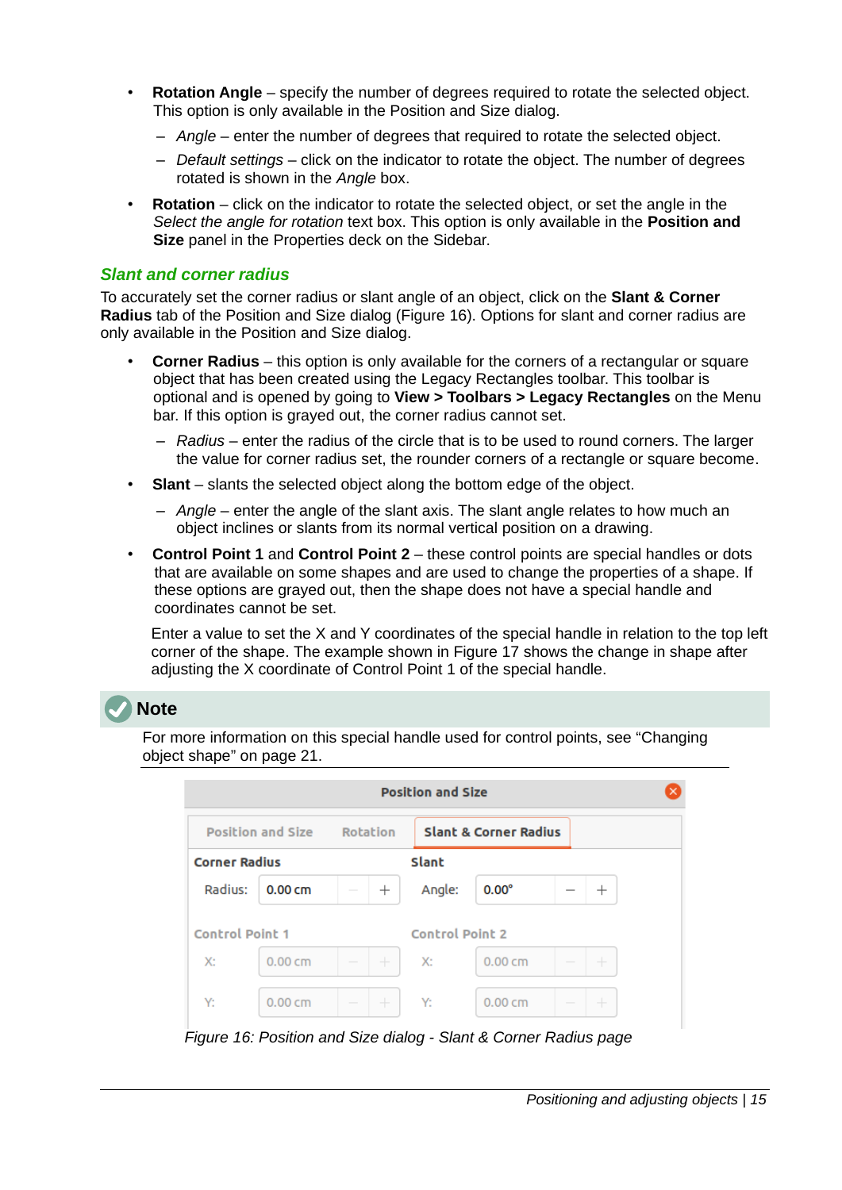- **Rotation Angle** – specify the number of degrees required to rotate the selected object. This option is only available in the Position and Size dialog.
  - *Angle* – enter the number of degrees that required to rotate the selected object.
  - *Default settings* – click on the indicator to rotate the object. The number of degrees rotated is shown in the *Angle* box.
- **Rotation** – click on the indicator to rotate the selected object, or set the angle in the *Select the angle for rotation* text box. This option is only available in the **Position and Size** panel in the Properties deck on the Sidebar.

### Slant and corner radius

To accurately set the corner radius or slant angle of an object, click on the **Slant & Corner Radius** tab of the Position and Size dialog (Figure 16). Options for slant and corner radius are only available in the Position and Size dialog.

- **Corner Radius** – this option is only available for the corners of a rectangular or square object that has been created using the Legacy Rectangles toolbar. This toolbar is optional and is opened by going to **View > Toolbars > Legacy Rectangles** on the Menu bar. If this option is grayed out, the corner radius cannot set.
  - *Radius* – enter the radius of the circle that is to be used to round corners. The larger the value for corner radius set, the rounder corners of a rectangle or square become.
- **Slant** – slants the selected object along the bottom edge of the object.
  - *Angle* – enter the angle of the slant axis. The slant angle relates to how much an object inclines or slants from its normal vertical position on a drawing.
- **Control Point 1** and **Control Point 2** – these control points are special handles or dots that are available on some shapes and are used to change the properties of a shape. If these options are grayed out, then the shape does not have a special handle and coordinates cannot be set.

  Enter a value to set the X and Y coordinates of the special handle in relation to the top left corner of the shape. The example shown in Figure 17 shows the change in shape after adjusting the X coordinate of Control Point 1 of the special handle.

**Note**

For more information on this special handle used for control points, see “Changing object shape” on page 21.

*Figure 16: Position and Size dialog - Slant & Corner Radius page*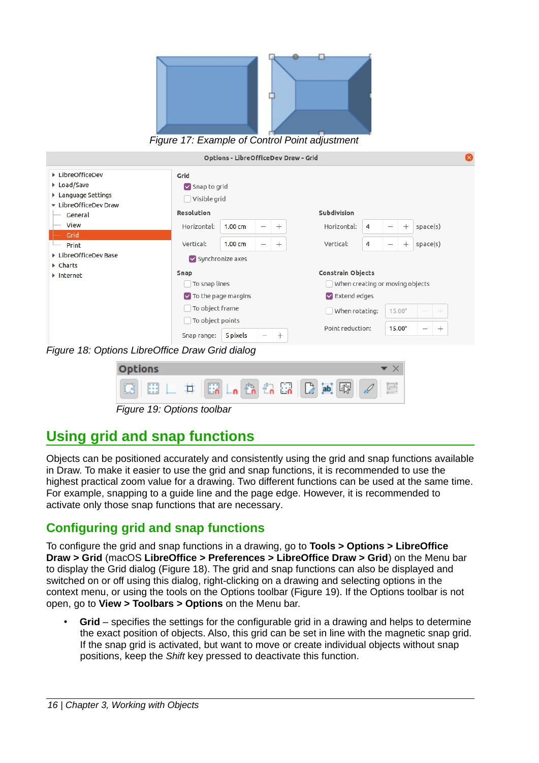Figure 17: Example of Control Point adjustment

Figure 18: Options LibreOffice Draw Grid dialog

Figure 19: Options toolbar

## Using grid and snap functions

Objects can be positioned accurately and consistently using the grid and snap functions available in Draw. To make it easier to use the grid and snap functions, it is recommended to use the highest practical zoom value for a drawing. Two different functions can be used at the same time. For example, snapping to a guide line and the page edge. However, it is recommended to activate only those snap functions that are necessary.

### Configuring grid and snap functions

To configure the grid and snap functions in a drawing, go to **Tools > Options > LibreOffice Draw > Grid** (macOS **LibreOffice > Preferences > LibreOffice Draw > Grid**) on the Menu bar to display the Grid dialog (Figure 18). The grid and snap functions can also be displayed and switched on or off using this dialog, right-clicking on a drawing and selecting options in the context menu, or using the tools on the Options toolbar (Figure 19). If the Options toolbar is not open, go to **View > Toolbars > Options** on the Menu bar.

- **Grid** – specifies the settings for the configurable grid in a drawing and helps to determine the exact position of objects. Also, this grid can be set in line with the magnetic snap grid. If the snap grid is activated, but want to move or create individual objects without snap positions, keep the *Shift* key pressed to deactivate this function.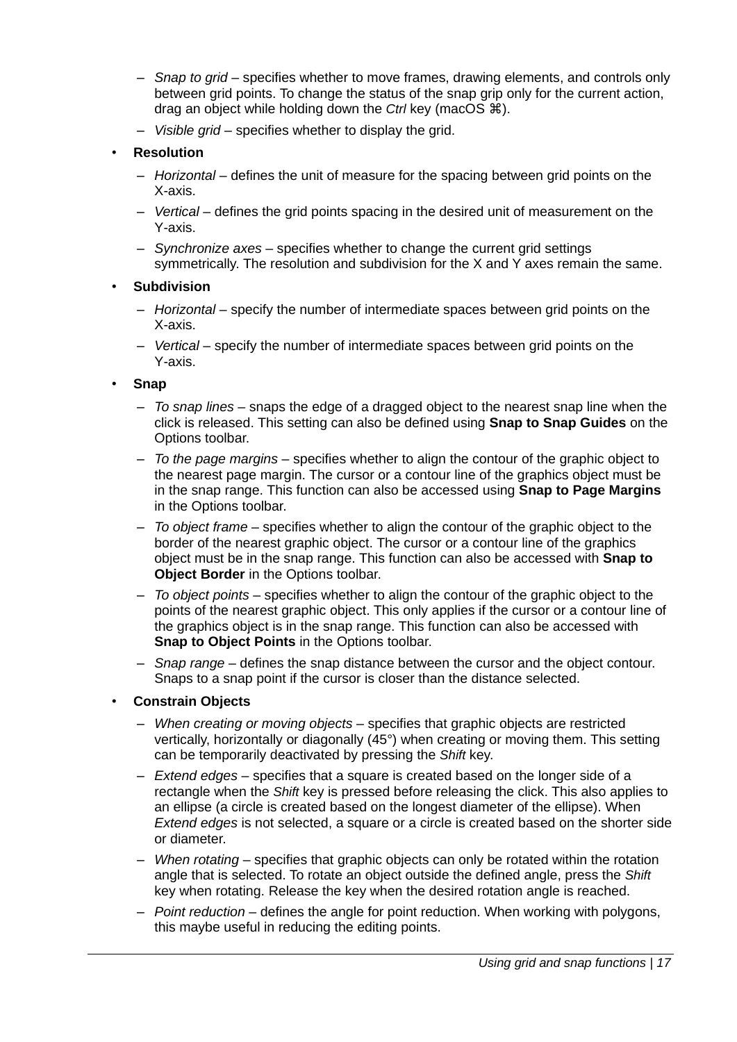- *Snap to grid* – specifies whether to move frames, drawing elements, and controls only between grid points. To change the status of the snap grip only for the current action, drag an object while holding down the *Ctrl* key (macOS ⌘).
  - *Visible grid* – specifies whether to display the grid.
- **Resolution**
  - *Horizontal* – defines the unit of measure for the spacing between grid points on the X-axis.
  - *Vertical* – defines the grid points spacing in the desired unit of measurement on the Y-axis.
  - *Synchronize axes* – specifies whether to change the current grid settings symmetrically. The resolution and subdivision for the X and Y axes remain the same.
- **Subdivision**
  - *Horizontal* – specify the number of intermediate spaces between grid points on the X-axis.
  - *Vertical* – specify the number of intermediate spaces between grid points on the Y-axis.
- **Snap**
  - *To snap lines* – snaps the edge of a dragged object to the nearest snap line when the click is released. This setting can also be defined using **Snap to Snap Guides** on the Options toolbar.
  - *To the page margins* – specifies whether to align the contour of the graphic object to the nearest page margin. The cursor or a contour line of the graphics object must be in the snap range. This function can also be accessed using **Snap to Page Margins** in the Options toolbar.
  - *To object frame* – specifies whether to align the contour of the graphic object to the border of the nearest graphic object. The cursor or a contour line of the graphics object must be in the snap range. This function can also be accessed with **Snap to Object Border** in the Options toolbar.
  - *To object points* – specifies whether to align the contour of the graphic object to the points of the nearest graphic object. This only applies if the cursor or a contour line of the graphics object is in the snap range. This function can also be accessed with **Snap to Object Points** in the Options toolbar.
  - *Snap range* – defines the snap distance between the cursor and the object contour. Snaps to a snap point if the cursor is closer than the distance selected.
- **Constrain Objects**
  - *When creating or moving objects* – specifies that graphic objects are restricted vertically, horizontally or diagonally (45°) when creating or moving them. This setting can be temporarily deactivated by pressing the *Shift* key.
  - *Extend edges* – specifies that a square is created based on the longer side of a rectangle when the *Shift* key is pressed before releasing the click. This also applies to an ellipse (a circle is created based on the longest diameter of the ellipse). When *Extend edges* is not selected, a square or a circle is created based on the shorter side or diameter.
  - *When rotating* – specifies that graphic objects can only be rotated within the rotation angle that is selected. To rotate an object outside the defined angle, press the *Shift* key when rotating. Release the key when the desired rotation angle is reached.
  - *Point reduction* – defines the angle for point reduction. When working with polygons, this maybe useful in reducing the editing points.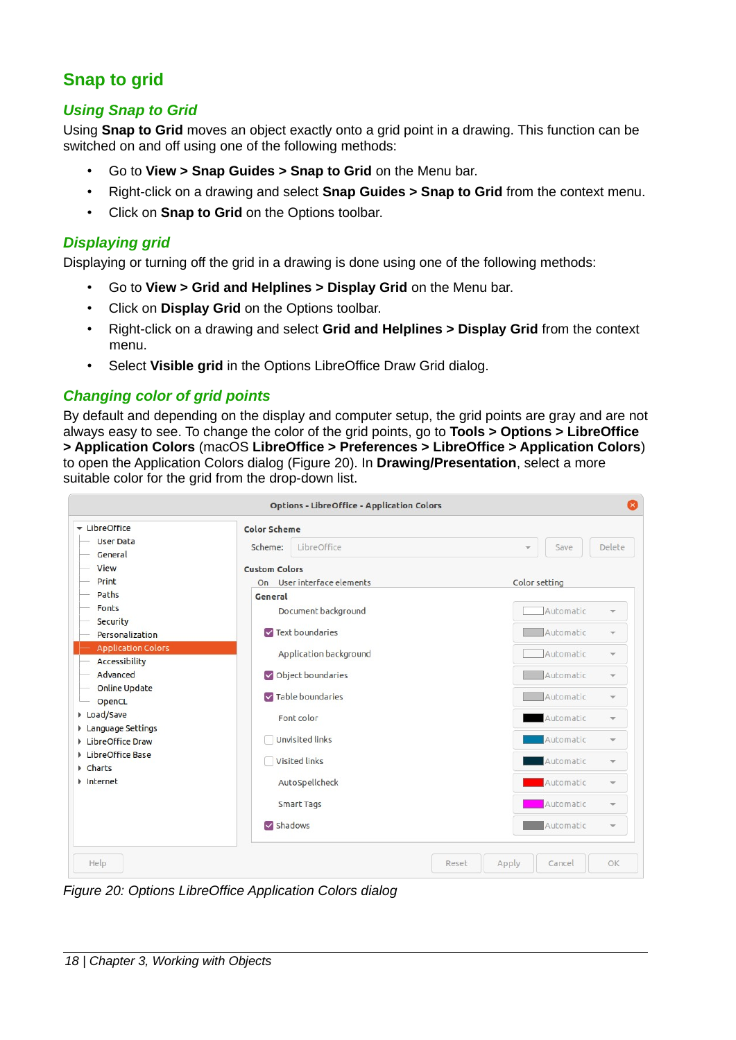## Snap to grid

### Using Snap to Grid

Using **Snap to Grid** moves an object exactly onto a grid point in a drawing. This function can be switched on and off using one of the following methods:

- Go to **View > Snap Guides > Snap to Grid** on the Menu bar.
- Right-click on a drawing and select **Snap Guides > Snap to Grid** from the context menu.
- Click on **Snap to Grid** on the Options toolbar.

### Displaying grid

Displaying or turning off the grid in a drawing is done using one of the following methods:

- Go to **View > Grid and Helplines > Display Grid** on the Menu bar.
- Click on **Display Grid** on the Options toolbar.
- Right-click on a drawing and select **Grid and Helplines > Display Grid** from the context menu.
- Select **Visible grid** in the Options LibreOffice Draw Grid dialog.

### Changing color of grid points

By default and depending on the display and computer setup, the grid points are gray and are not always easy to see. To change the color of the grid points, go to **Tools > Options > LibreOffice > Application Colors** (macOS **LibreOffice > Preferences > LibreOffice > Application Colors**) to open the Application Colors dialog (Figure 20). In **Drawing/Presentation**, select a more suitable color for the grid from the drop-down list.

*Figure 20: Options LibreOffice Application Colors dialog*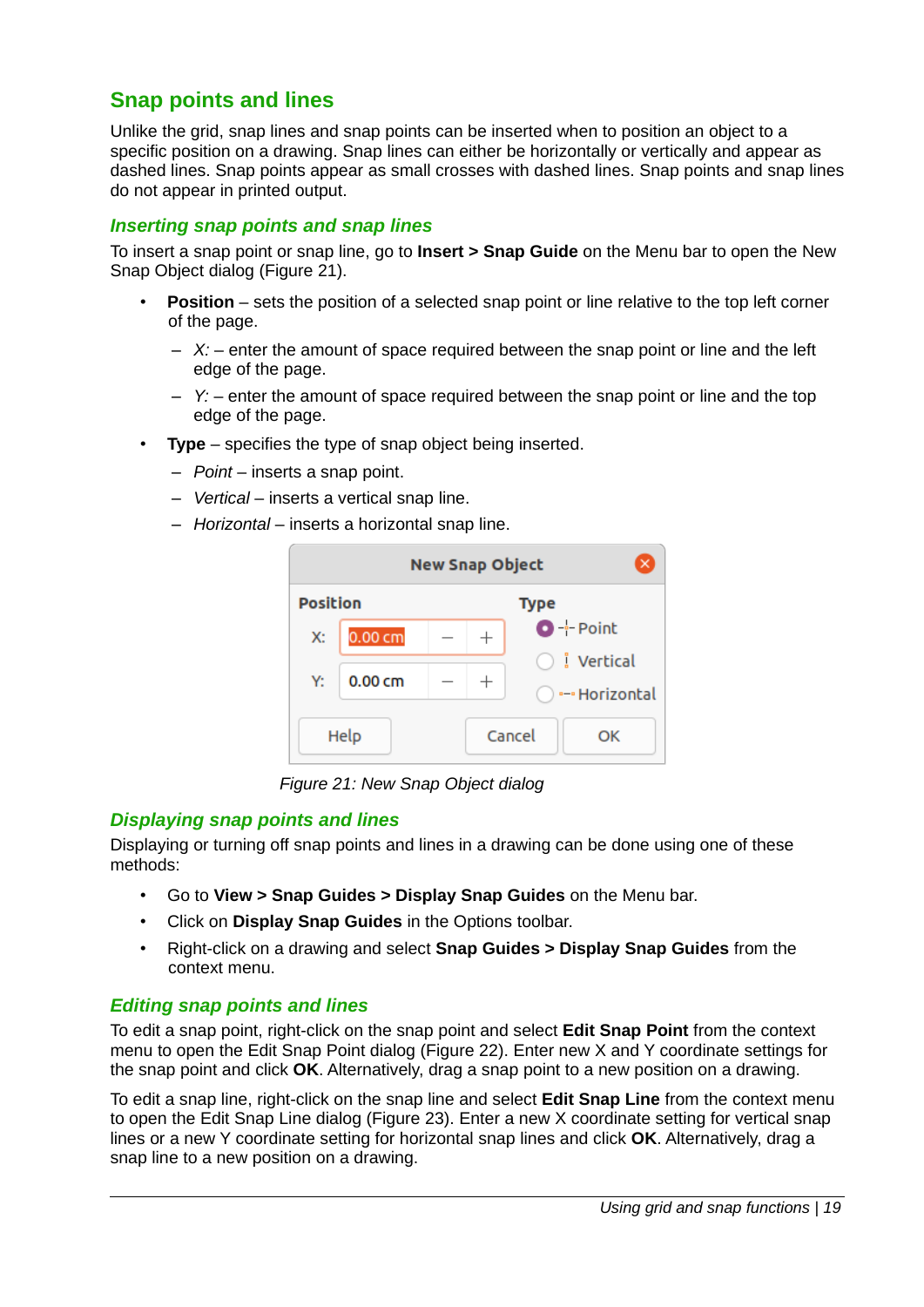## Snap points and lines

Unlike the grid, snap lines and snap points can be inserted when to position an object to a specific position on a drawing. Snap lines can either be horizontally or vertically and appear as dashed lines. Snap points appear as small crosses with dashed lines. Snap points and snap lines do not appear in printed output.

### Inserting snap points and snap lines

To insert a snap point or snap line, go to **Insert > Snap Guide** on the Menu bar to open the New Snap Object dialog (Figure 21).

- **Position** – sets the position of a selected snap point or line relative to the top left corner of the page.
  - *X:* – enter the amount of space required between the snap point or line and the left edge of the page.
  - *Y:* – enter the amount of space required between the snap point or line and the top edge of the page.
- **Type** – specifies the type of snap object being inserted.
  - *Point* – inserts a snap point.
  - *Vertical* – inserts a vertical snap line.
  - *Horizontal* – inserts a horizontal snap line.

*Figure 21: New Snap Object dialog*

### Displaying snap points and lines

Displaying or turning off snap points and lines in a drawing can be done using one of these methods:

- Go to **View > Snap Guides > Display Snap Guides** on the Menu bar.
- Click on **Display Snap Guides** in the Options toolbar.
- Right-click on a drawing and select **Snap Guides > Display Snap Guides** from the context menu.

### Editing snap points and lines

To edit a snap point, right-click on the snap point and select **Edit Snap Point** from the context menu to open the Edit Snap Point dialog (Figure 22). Enter new X and Y coordinate settings for the snap point and click **OK**. Alternatively, drag a snap point to a new position on a drawing.

To edit a snap line, right-click on the snap line and select **Edit Snap Line** from the context menu to open the Edit Snap Line dialog (Figure 23). Enter a new X coordinate setting for vertical snap lines or a new Y coordinate setting for horizontal snap lines and click **OK**. Alternatively, drag a snap line to a new position on a drawing.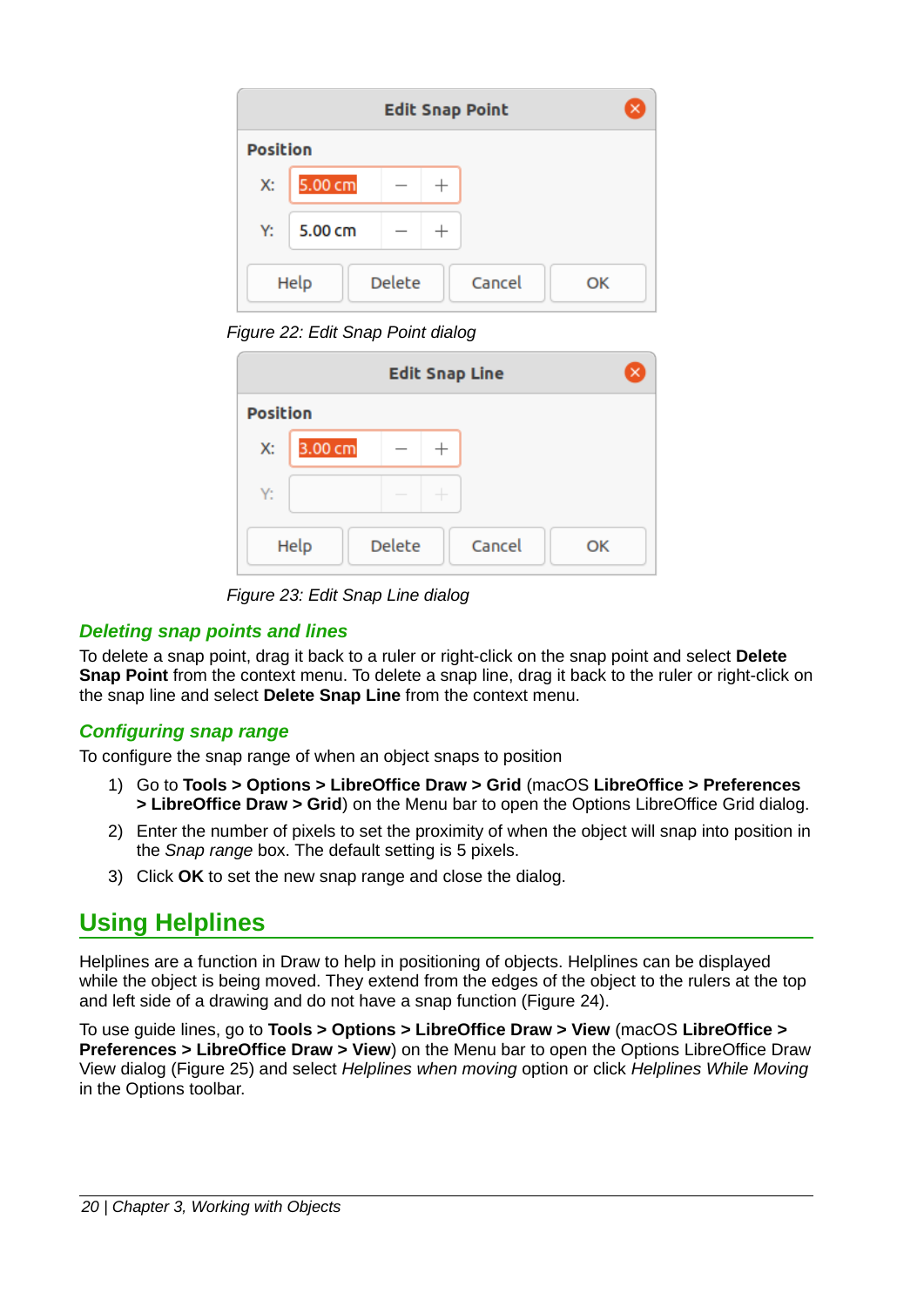Figure 22: Edit Snap Point dialog

Figure 23: Edit Snap Line dialog

### Deleting snap points and lines

To delete a snap point, drag it back to a ruler or right-click on the snap point and select **Delete Snap Point** from the context menu. To delete a snap line, drag it back to the ruler or right-click on the snap line and select **Delete Snap Line** from the context menu.

### Configuring snap range

To configure the snap range of when an object snaps to position

1) Go to **Tools > Options > LibreOffice Draw > Grid** (macOS **LibreOffice > Preferences > LibreOffice Draw > Grid**) on the Menu bar to open the Options LibreOffice Grid dialog.
2) Enter the number of pixels to set the proximity of when the object will snap into position in the *Snap range* box. The default setting is 5 pixels.
3) Click **OK** to set the new snap range and close the dialog.

## Using Helplines

Helplines are a function in Draw to help in positioning of objects. Helplines can be displayed while the object is being moved. They extend from the edges of the object to the rulers at the top and left side of a drawing and do not have a snap function (Figure 24).

To use guide lines, go to **Tools > Options > LibreOffice Draw > View** (macOS **LibreOffice > Preferences > LibreOffice Draw > View**) on the Menu bar to open the Options LibreOffice Draw View dialog (Figure 25) and select *Helplines when moving* option or click *Helplines While Moving* in the Options toolbar.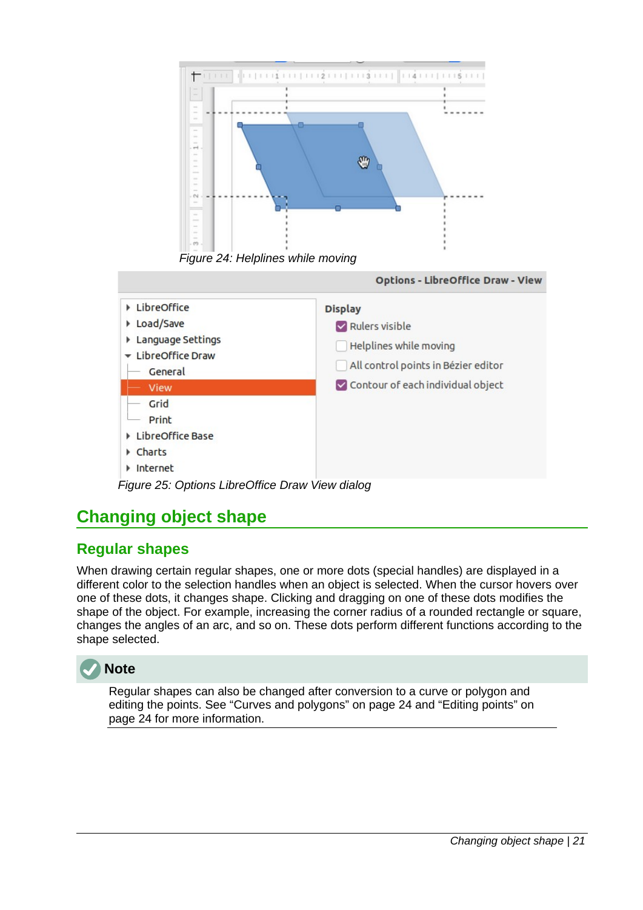*Figure 24: Helplines while moving*

*Figure 25: Options LibreOffice Draw View dialog*

## Changing object shape

### Regular shapes

When drawing certain regular shapes, one or more dots (special handles) are displayed in a different color to the selection handles when an object is selected. When the cursor hovers over one of these dots, it changes shape. Clicking and dragging on one of these dots modifies the shape of the object. For example, increasing the corner radius of a rounded rectangle or square, changes the angles of an arc, and so on. These dots perform different functions according to the shape selected.

**Note**

Regular shapes can also be changed after conversion to a curve or polygon and editing the points. See “Curves and polygons” on page 24 and “Editing points” on page 24 for more information.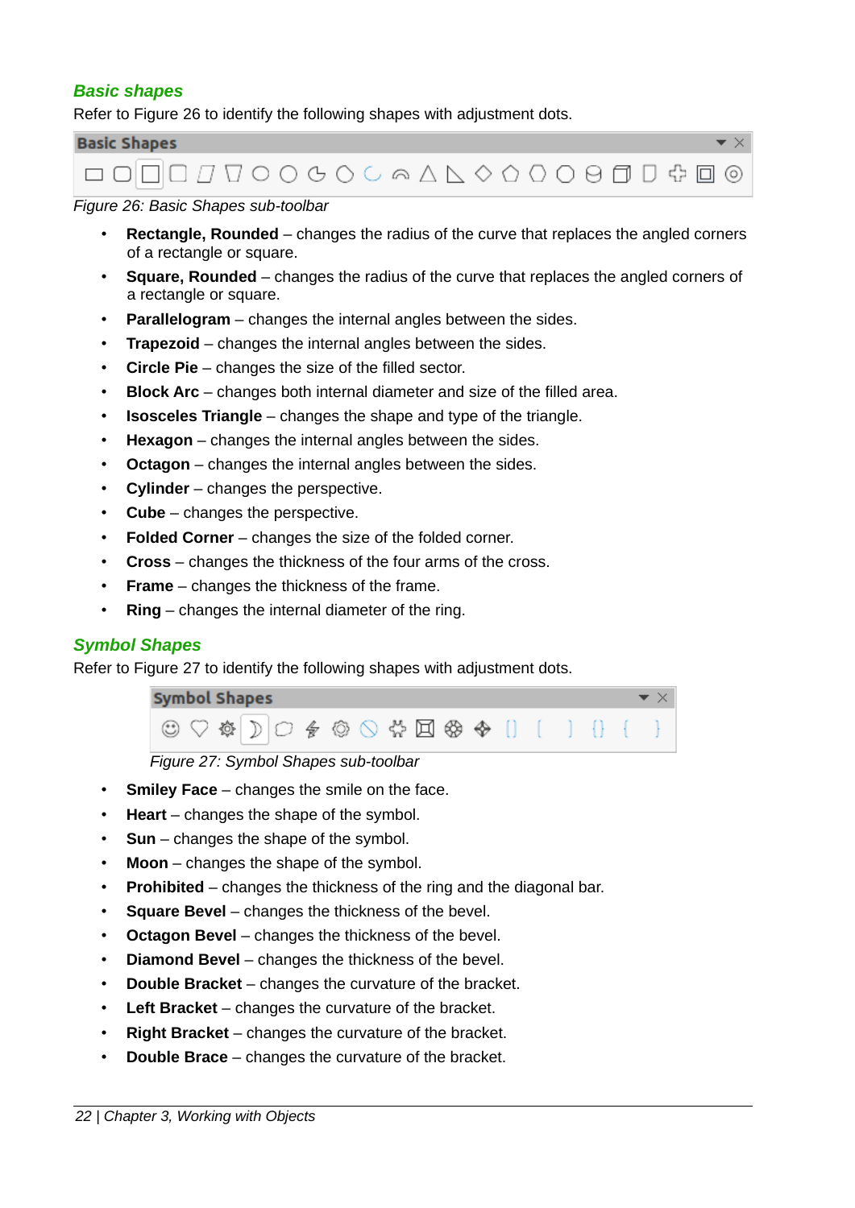### *Basic shapes*

Refer to Figure 26 to identify the following shapes with adjustment dots.

*Figure 26: Basic Shapes sub-toolbar*

- **Rectangle, Rounded** – changes the radius of the curve that replaces the angled corners of a rectangle or square.
- **Square, Rounded** – changes the radius of the curve that replaces the angled corners of a rectangle or square.
- **Parallelogram** – changes the internal angles between the sides.
- **Trapezoid** – changes the internal angles between the sides.
- **Circle Pie** – changes the size of the filled sector.
- **Block Arc** – changes both internal diameter and size of the filled area.
- **Isosceles Triangle** – changes the shape and type of the triangle.
- **Hexagon** – changes the internal angles between the sides.
- **Octagon** – changes the internal angles between the sides.
- **Cylinder** – changes the perspective.
- **Cube** – changes the perspective.
- **Folded Corner** – changes the size of the folded corner.
- **Cross** – changes the thickness of the four arms of the cross.
- **Frame** – changes the thickness of the frame.
- **Ring** – changes the internal diameter of the ring.

### *Symbol Shapes*

Refer to Figure 27 to identify the following shapes with adjustment dots.

*Figure 27: Symbol Shapes sub-toolbar*

- **Smiley Face** – changes the smile on the face.
- **Heart** – changes the shape of the symbol.
- **Sun** – changes the shape of the symbol.
- **Moon** – changes the shape of the symbol.
- **Prohibited** – changes the thickness of the ring and the diagonal bar.
- **Square Bevel** – changes the thickness of the bevel.
- **Octagon Bevel** – changes the thickness of the bevel.
- **Diamond Bevel** – changes the thickness of the bevel.
- **Double Bracket** – changes the curvature of the bracket.
- **Left Bracket** – changes the curvature of the bracket.
- **Right Bracket** – changes the curvature of the bracket.
- **Double Brace** – changes the curvature of the bracket.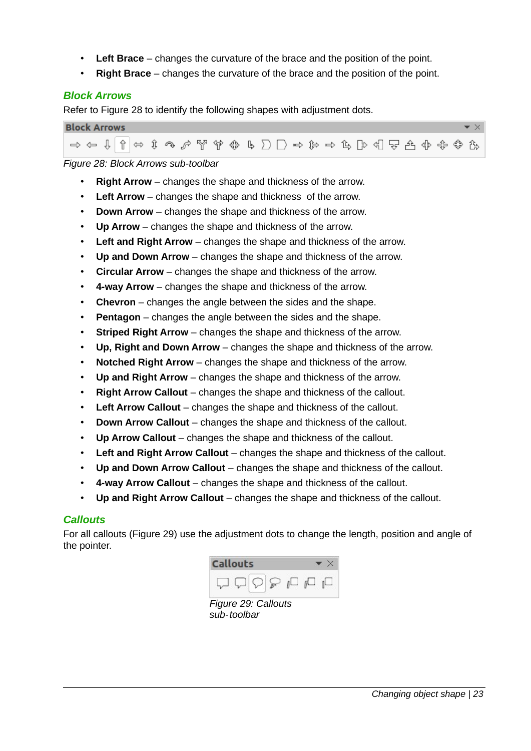- **Left Brace** – changes the curvature of the brace and the position of the point.
- **Right Brace** – changes the curvature of the brace and the position of the point.

### Block Arrows

Refer to Figure 28 to identify the following shapes with adjustment dots.

*Figure 28: Block Arrows sub-toolbar*

- **Right Arrow** – changes the shape and thickness of the arrow.
- **Left Arrow** – changes the shape and thickness of the arrow.
- **Down Arrow** – changes the shape and thickness of the arrow.
- **Up Arrow** – changes the shape and thickness of the arrow.
- **Left and Right Arrow** – changes the shape and thickness of the arrow.
- **Up and Down Arrow** – changes the shape and thickness of the arrow.
- **Circular Arrow** – changes the shape and thickness of the arrow.
- **4-way Arrow** – changes the shape and thickness of the arrow.
- **Chevron** – changes the angle between the sides and the shape.
- **Pentagon** – changes the angle between the sides and the shape.
- **Striped Right Arrow** – changes the shape and thickness of the arrow.
- **Up, Right and Down Arrow** – changes the shape and thickness of the arrow.
- **Notched Right Arrow** – changes the shape and thickness of the arrow.
- **Up and Right Arrow** – changes the shape and thickness of the arrow.
- **Right Arrow Callout** – changes the shape and thickness of the callout.
- **Left Arrow Callout** – changes the shape and thickness of the callout.
- **Down Arrow Callout** – changes the shape and thickness of the callout.
- **Up Arrow Callout** – changes the shape and thickness of the callout.
- **Left and Right Arrow Callout** – changes the shape and thickness of the callout.
- **Up and Down Arrow Callout** – changes the shape and thickness of the callout.
- **4-way Arrow Callout** – changes the shape and thickness of the callout.
- **Up and Right Arrow Callout** – changes the shape and thickness of the callout.

### Callouts

For all callouts (Figure 29) use the adjustment dots to change the length, position and angle of the pointer.

*Figure 29: Callouts sub-toolbar*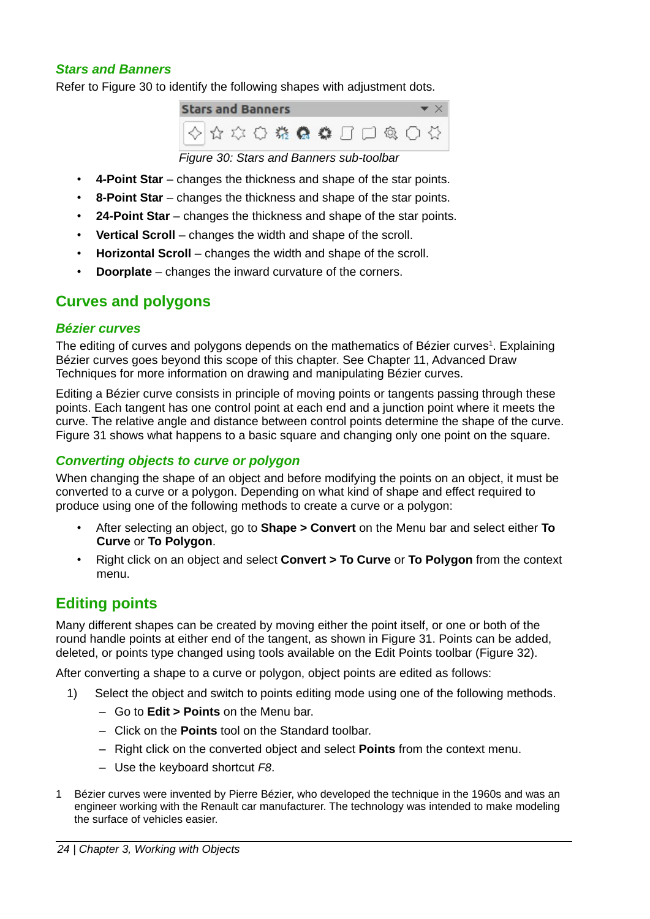### Stars and Banners

Refer to Figure 30 to identify the following shapes with adjustment dots.

Figure 30: Stars and Banners sub-toolbar

- **4-Point Star** – changes the thickness and shape of the star points.
- **8-Point Star** – changes the thickness and shape of the star points.
- **24-Point Star** – changes the thickness and shape of the star points.
- **Vertical Scroll** – changes the width and shape of the scroll.
- **Horizontal Scroll** – changes the width and shape of the scroll.
- **Doorplate** – changes the inward curvature of the corners.

## Curves and polygons

### Bézier curves

The editing of curves and polygons depends on the mathematics of Bézier curves[1]. Explaining Bézier curves goes beyond this scope of this chapter. See Chapter 11, Advanced Draw Techniques for more information on drawing and manipulating Bézier curves.

Editing a Bézier curve consists in principle of moving points or tangents passing through these points. Each tangent has one control point at each end and a junction point where it meets the curve. The relative angle and distance between control points determine the shape of the curve. Figure 31 shows what happens to a basic square and changing only one point on the square.

### Converting objects to curve or polygon

When changing the shape of an object and before modifying the points on an object, it must be converted to a curve or a polygon. Depending on what kind of shape and effect required to produce using one of the following methods to create a curve or a polygon:

- After selecting an object, go to **Shape > Convert** on the Menu bar and select either **To Curve** or **To Polygon**.
- Right click on an object and select **Convert > To Curve** or **To Polygon** from the context menu.

## Editing points

Many different shapes can be created by moving either the point itself, or one or both of the round handle points at either end of the tangent, as shown in Figure 31. Points can be added, deleted, or points type changed using tools available on the Edit Points toolbar (Figure 32).

After converting a shape to a curve or polygon, object points are edited as follows:

1) Select the object and switch to points editing mode using one of the following methods.
   – Go to **Edit > Points** on the Menu bar.
   – Click on the **Points** tool on the Standard toolbar.
   – Right click on the converted object and select **Points** from the context menu.
   – Use the keyboard shortcut *F8*.

1 Bézier curves were invented by Pierre Bézier, who developed the technique in the 1960s and was an engineer working with the Renault car manufacturer. The technology was intended to make modeling the surface of vehicles easier.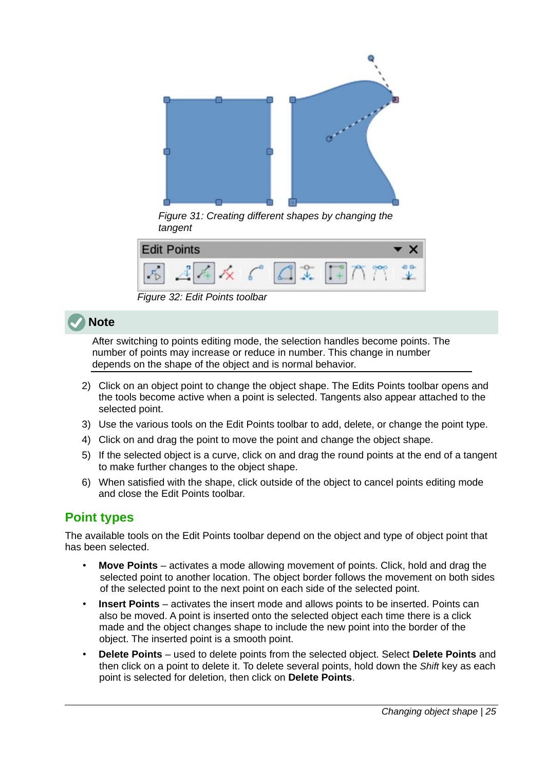*Figure 31: Creating different shapes by changing the tangent*

*Figure 32: Edit Points toolbar*

**Note**

After switching to points editing mode, the selection handles become points. The number of points may increase or reduce in number. This change in number depends on the shape of the object and is normal behavior.

2) Click on an object point to change the object shape. The Edits Points toolbar opens and the tools become active when a point is selected. Tangents also appear attached to the selected point.
3) Use the various tools on the Edit Points toolbar to add, delete, or change the point type.
4) Click on and drag the point to move the point and change the object shape.
5) If the selected object is a curve, click on and drag the round points at the end of a tangent to make further changes to the object shape.
6) When satisfied with the shape, click outside of the object to cancel points editing mode and close the Edit Points toolbar.

## Point types

The available tools on the Edit Points toolbar depend on the object and type of object point that has been selected.

- **Move Points** – activates a mode allowing movement of points. Click, hold and drag the selected point to another location. The object border follows the movement on both sides of the selected point to the next point on each side of the selected point.
- **Insert Points** – activates the insert mode and allows points to be inserted. Points can also be moved. A point is inserted onto the selected object each time there is a click made and the object changes shape to include the new point into the border of the object. The inserted point is a smooth point.
- **Delete Points** – used to delete points from the selected object. Select **Delete Points** and then click on a point to delete it. To delete several points, hold down the *Shift* key as each point is selected for deletion, then click on **Delete Points**.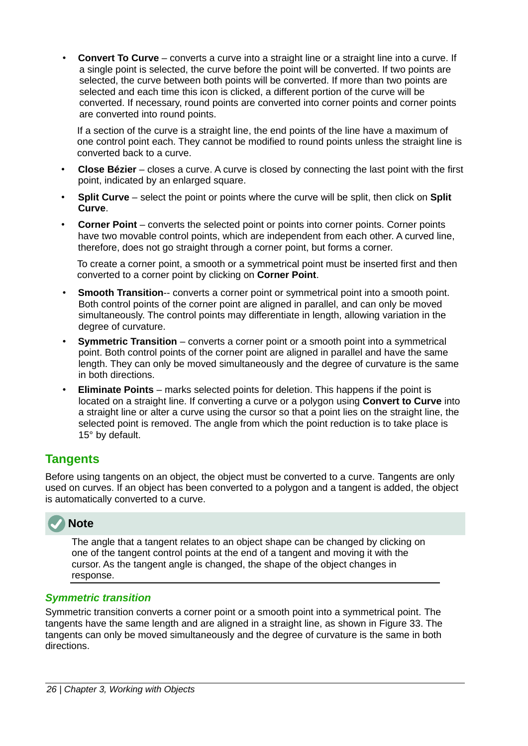- **Convert To Curve** – converts a curve into a straight line or a straight line into a curve. If a single point is selected, the curve before the point will be converted. If two points are selected, the curve between both points will be converted. If more than two points are selected and each time this icon is clicked, a different portion of the curve will be converted. If necessary, round points are converted into corner points and corner points are converted into round points.

  If a section of the curve is a straight line, the end points of the line have a maximum of one control point each. They cannot be modified to round points unless the straight line is converted back to a curve.

- **Close Bézier** – closes a curve. A curve is closed by connecting the last point with the first point, indicated by an enlarged square.
- **Split Curve** – select the point or points where the curve will be split, then click on **Split Curve**.
- **Corner Point** – converts the selected point or points into corner points. Corner points have two movable control points, which are independent from each other. A curved line, therefore, does not go straight through a corner point, but forms a corner.

  To create a corner point, a smooth or a symmetrical point must be inserted first and then converted to a corner point by clicking on **Corner Point**.

- **Smooth Transition**-- converts a corner point or symmetrical point into a smooth point. Both control points of the corner point are aligned in parallel, and can only be moved simultaneously. The control points may differentiate in length, allowing variation in the degree of curvature.
- **Symmetric Transition** – converts a corner point or a smooth point into a symmetrical point. Both control points of the corner point are aligned in parallel and have the same length. They can only be moved simultaneously and the degree of curvature is the same in both directions.
- **Eliminate Points** – marks selected points for deletion. This happens if the point is located on a straight line. If converting a curve or a polygon using **Convert to Curve** into a straight line or alter a curve using the cursor so that a point lies on the straight line, the selected point is removed. The angle from which the point reduction is to take place is 15° by default.

## Tangents

Before using tangents on an object, the object must be converted to a curve. Tangents are only used on curves. If an object has been converted to a polygon and a tangent is added, the object is automatically converted to a curve.

**Note**

The angle that a tangent relates to an object shape can be changed by clicking on one of the tangent control points at the end of a tangent and moving it with the cursor. As the tangent angle is changed, the shape of the object changes in response.

### *Symmetric transition*

Symmetric transition converts a corner point or a smooth point into a symmetrical point. The tangents have the same length and are aligned in a straight line, as shown in Figure 33. The tangents can only be moved simultaneously and the degree of curvature is the same in both directions.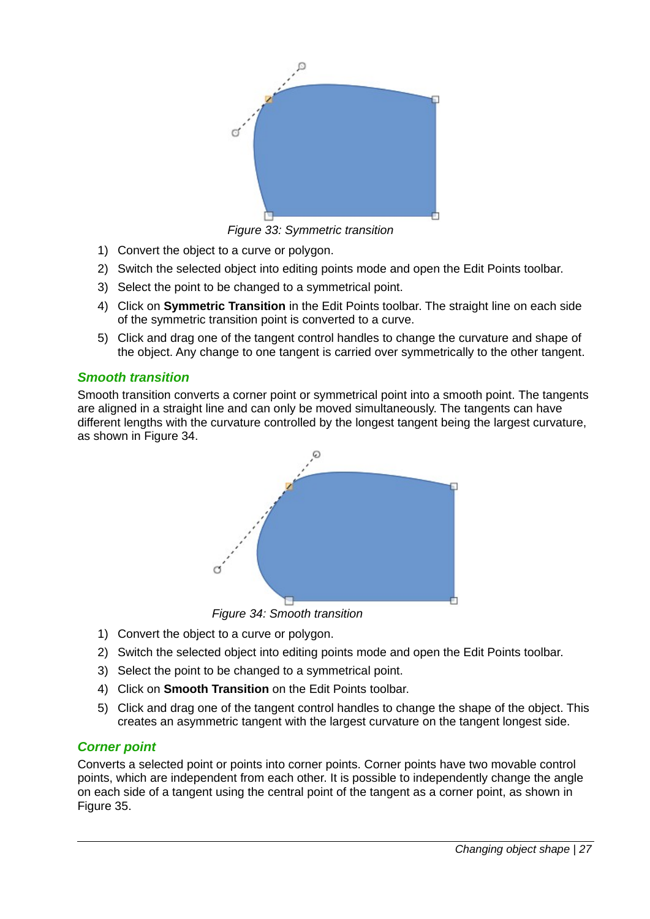Figure 33: Symmetric transition

1) Convert the object to a curve or polygon.
2) Switch the selected object into editing points mode and open the Edit Points toolbar.
3) Select the point to be changed to a symmetrical point.
4) Click on **Symmetric Transition** in the Edit Points toolbar. The straight line on each side of the symmetric transition point is converted to a curve.
5) Click and drag one of the tangent control handles to change the curvature and shape of the object. Any change to one tangent is carried over symmetrically to the other tangent.

### Smooth transition

Smooth transition converts a corner point or symmetrical point into a smooth point. The tangents are aligned in a straight line and can only be moved simultaneously. The tangents can have different lengths with the curvature controlled by the longest tangent being the largest curvature, as shown in Figure 34.

Figure 34: Smooth transition

1) Convert the object to a curve or polygon.
2) Switch the selected object into editing points mode and open the Edit Points toolbar.
3) Select the point to be changed to a symmetrical point.
4) Click on **Smooth Transition** on the Edit Points toolbar.
5) Click and drag one of the tangent control handles to change the shape of the object. This creates an asymmetric tangent with the largest curvature on the tangent longest side.

### Corner point

Converts a selected point or points into corner points. Corner points have two movable control points, which are independent from each other. It is possible to independently change the angle on each side of a tangent using the central point of the tangent as a corner point, as shown in Figure 35.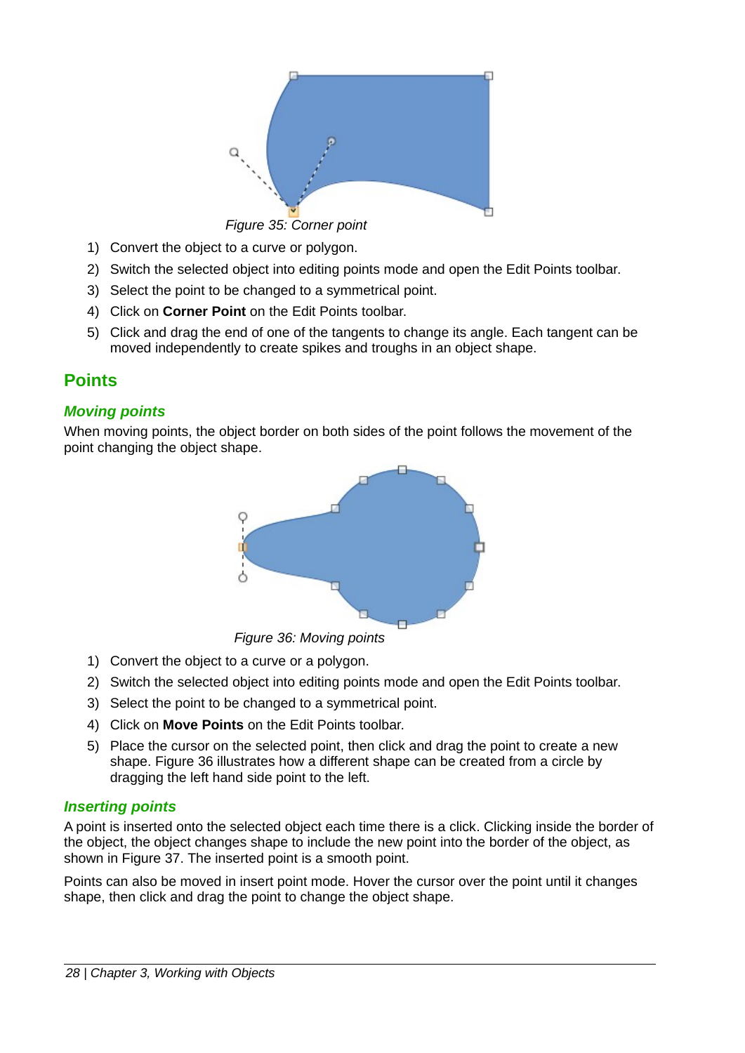Figure 35: Corner point

1) Convert the object to a curve or polygon.
2) Switch the selected object into editing points mode and open the Edit Points toolbar.
3) Select the point to be changed to a symmetrical point.
4) Click on **Corner Point** on the Edit Points toolbar.
5) Click and drag the end of one of the tangents to change its angle. Each tangent can be moved independently to create spikes and troughs in an object shape.

## Points

### *Moving points*

When moving points, the object border on both sides of the point follows the movement of the point changing the object shape.

Figure 36: Moving points

1) Convert the object to a curve or a polygon.
2) Switch the selected object into editing points mode and open the Edit Points toolbar.
3) Select the point to be changed to a symmetrical point.
4) Click on **Move Points** on the Edit Points toolbar.
5) Place the cursor on the selected point, then click and drag the point to create a new shape. Figure 36 illustrates how a different shape can be created from a circle by dragging the left hand side point to the left.

### *Inserting points*

A point is inserted onto the selected object each time there is a click. Clicking inside the border of the object, the object changes shape to include the new point into the border of the object, as shown in Figure 37. The inserted point is a smooth point.

Points can also be moved in insert point mode. Hover the cursor over the point until it changes shape, then click and drag the point to change the object shape.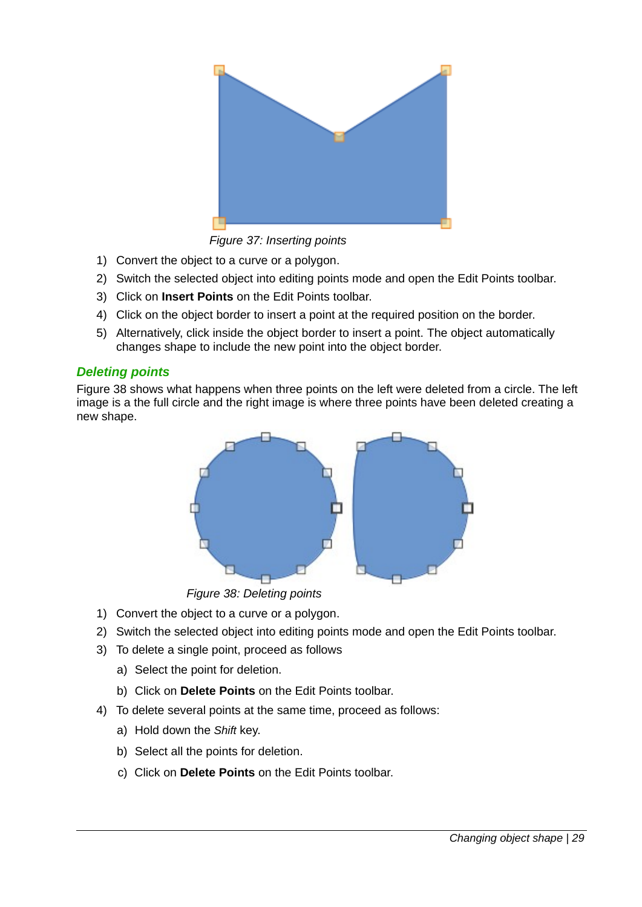Figure 37: Inserting points

1) Convert the object to a curve or a polygon.
2) Switch the selected object into editing points mode and open the Edit Points toolbar.
3) Click on **Insert Points** on the Edit Points toolbar.
4) Click on the object border to insert a point at the required position on the border.
5) Alternatively, click inside the object border to insert a point. The object automatically changes shape to include the new point into the object border.

### Deleting points

Figure 38 shows what happens when three points on the left were deleted from a circle. The left image is a the full circle and the right image is where three points have been deleted creating a new shape.

Figure 38: Deleting points

1) Convert the object to a curve or a polygon.
2) Switch the selected object into editing points mode and open the Edit Points toolbar.
3) To delete a single point, proceed as follows
   a) Select the point for deletion.
   b) Click on **Delete Points** on the Edit Points toolbar.
4) To delete several points at the same time, proceed as follows:
   a) Hold down the *Shift* key.
   b) Select all the points for deletion.
   c) Click on **Delete Points** on the Edit Points toolbar.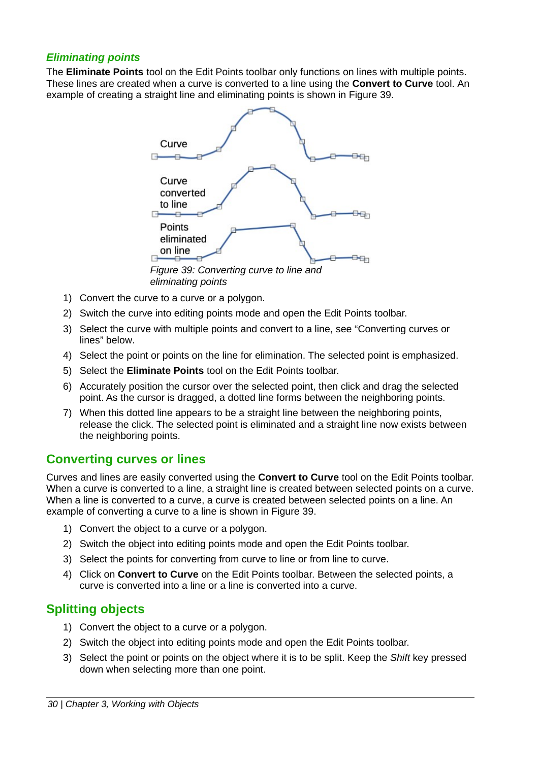### *Eliminating points*

The **Eliminate Points** tool on the Edit Points toolbar only functions on lines with multiple points. These lines are created when a curve is converted to a line using the **Convert to Curve** tool. An example of creating a straight line and eliminating points is shown in Figure 39.

*Figure 39: Converting curve to line and eliminating points*

1) Convert the curve to a curve or a polygon.
2) Switch the curve into editing points mode and open the Edit Points toolbar.
3) Select the curve with multiple points and convert to a line, see “Converting curves or lines” below.
4) Select the point or points on the line for elimination. The selected point is emphasized.
5) Select the **Eliminate Points** tool on the Edit Points toolbar.
6) Accurately position the cursor over the selected point, then click and drag the selected point. As the cursor is dragged, a dotted line forms between the neighboring points.
7) When this dotted line appears to be a straight line between the neighboring points, release the click. The selected point is eliminated and a straight line now exists between the neighboring points.

## Converting curves or lines

Curves and lines are easily converted using the **Convert to Curve** tool on the Edit Points toolbar. When a curve is converted to a line, a straight line is created between selected points on a curve. When a line is converted to a curve, a curve is created between selected points on a line. An example of converting a curve to a line is shown in Figure 39.

1) Convert the object to a curve or a polygon.
2) Switch the object into editing points mode and open the Edit Points toolbar.
3) Select the points for converting from curve to line or from line to curve.
4) Click on **Convert to Curve** on the Edit Points toolbar. Between the selected points, a curve is converted into a line or a line is converted into a curve.

## Splitting objects

1) Convert the object to a curve or a polygon.
2) Switch the object into editing points mode and open the Edit Points toolbar.
3) Select the point or points on the object where it is to be split. Keep the *Shift* key pressed down when selecting more than one point.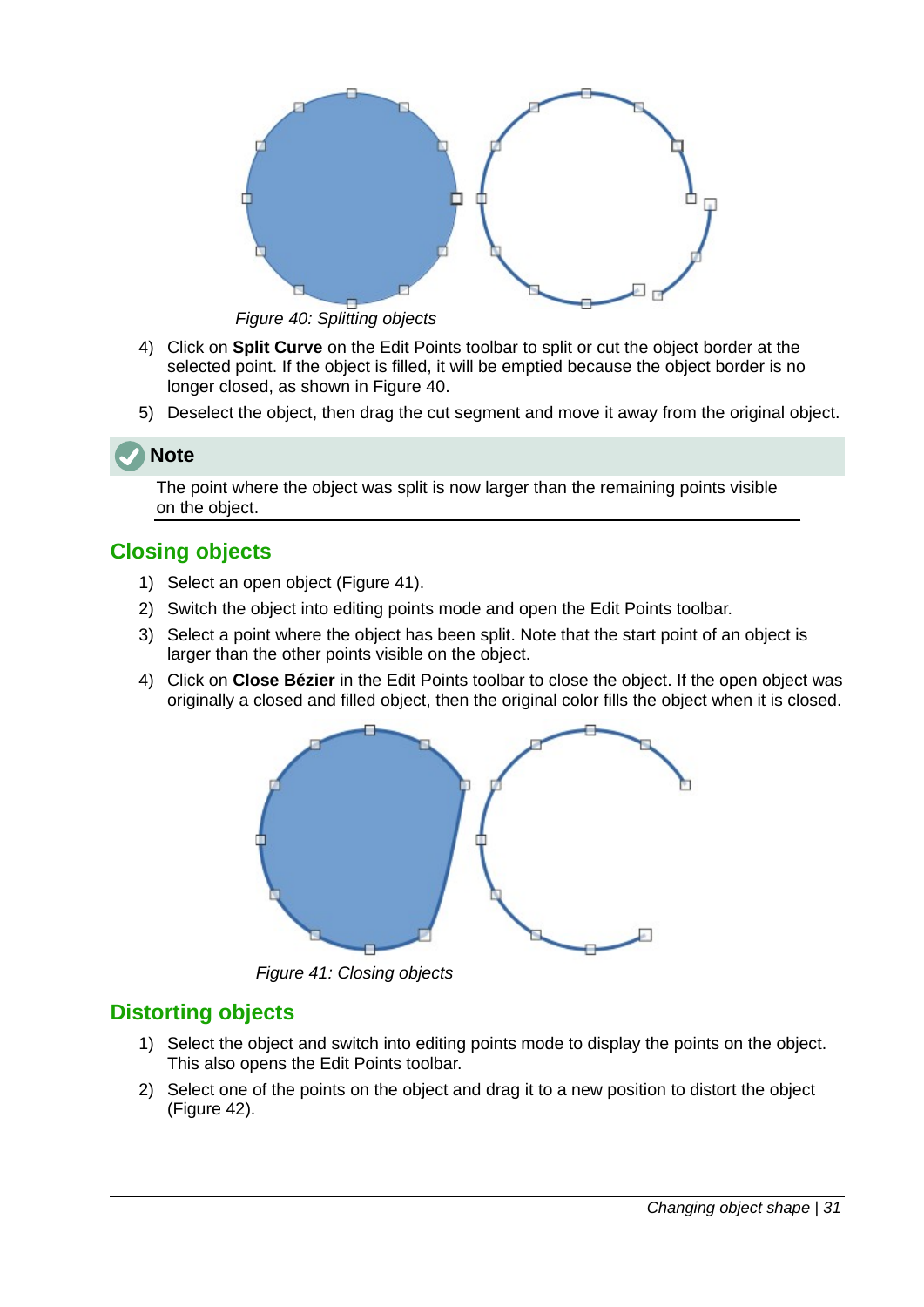Figure 40: Splitting objects

4) Click on **Split Curve** on the Edit Points toolbar to split or cut the object border at the selected point. If the object is filled, it will be emptied because the object border is no longer closed, as shown in Figure 40.
5) Deselect the object, then drag the cut segment and move it away from the original object.

**Note**

The point where the object was split is now larger than the remaining points visible on the object.

## Closing objects

1) Select an open object (Figure 41).
2) Switch the object into editing points mode and open the Edit Points toolbar.
3) Select a point where the object has been split. Note that the start point of an object is larger than the other points visible on the object.
4) Click on **Close Bézier** in the Edit Points toolbar to close the object. If the open object was originally a closed and filled object, then the original color fills the object when it is closed.

Figure 41: Closing objects

## Distorting objects

1) Select the object and switch into editing points mode to display the points on the object. This also opens the Edit Points toolbar.
2) Select one of the points on the object and drag it to a new position to distort the object (Figure 42).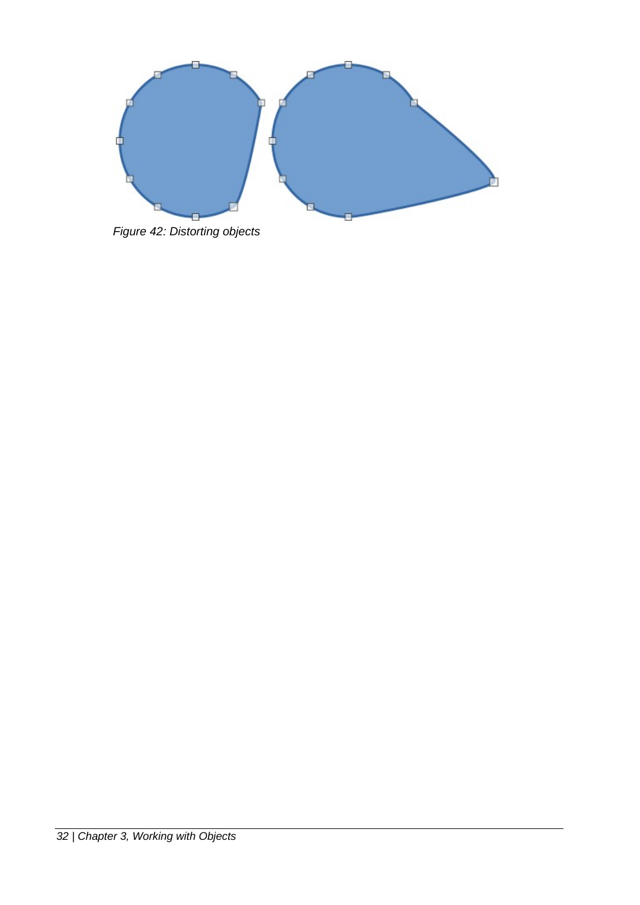*Figure 42: Distorting objects*